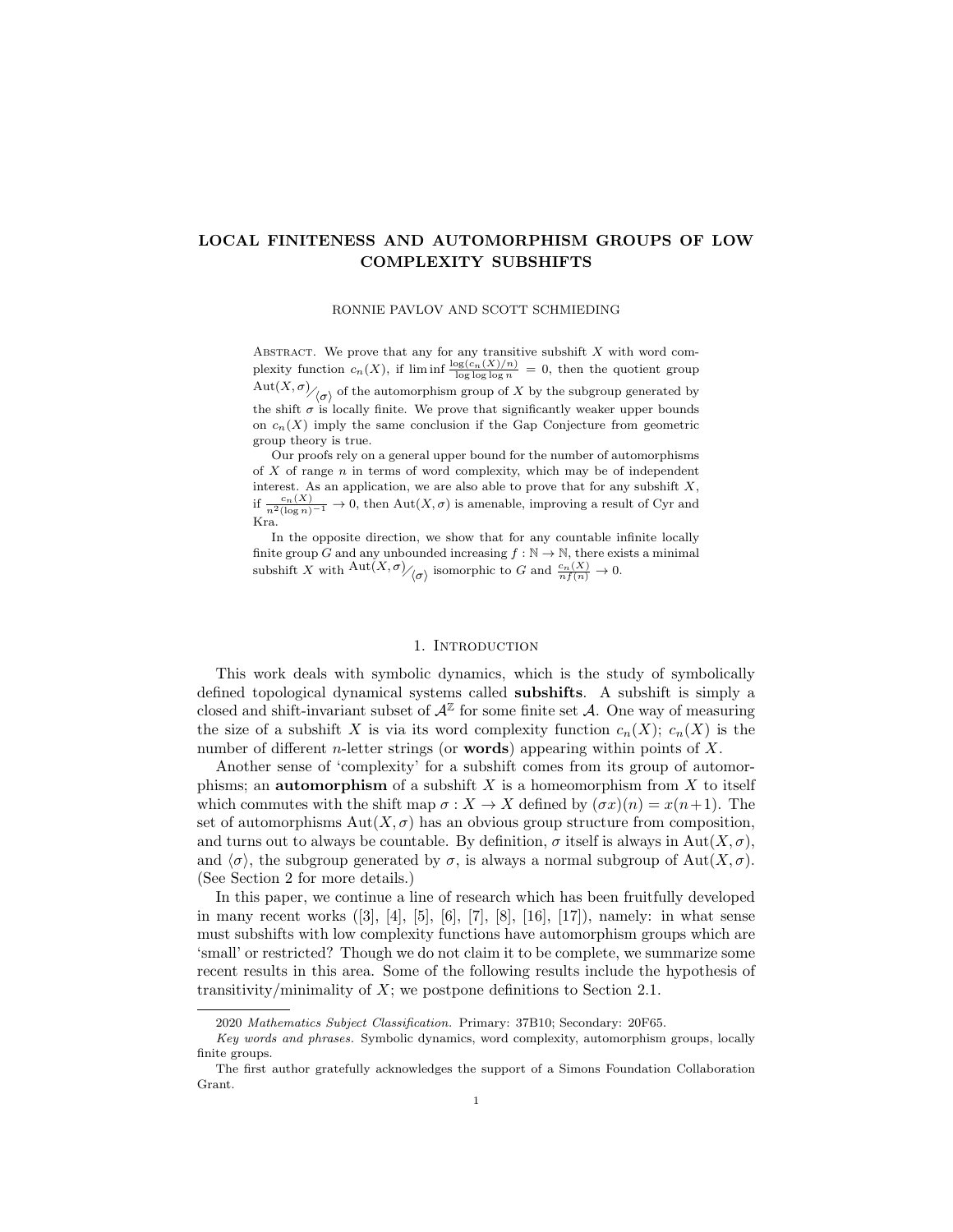# LOCAL FINITENESS AND AUTOMORPHISM GROUPS OF LOW COMPLEXITY SUBSHIFTS

RONNIE PAVLOV AND SCOTT SCHMIEDING

ABSTRACT. We prove that any for any transitive subshift $X$ with word complexity function $c_n(X)$, if $\liminf \frac{\log(c_n(X)/n)}{\log\log\log n} = 0$, then the quotient group $\mathrm{Aut}(X,\sigma)/\langle\sigma\rangle$ of the automorphism group of $X$ by the subgroup generated by the shift $\sigma$ is locally finite. We prove that significantly weaker upper bounds on $c_n(X)$ imply the same conclusion if the Gap Conjecture from geometric group theory is true.

Our proofs rely on a general upper bound for the number of automorphisms of $X$ of range $n$ in terms of word complexity, which may be of independent interest. As an application, we are also able to prove that for any subshift $X$, if $\frac{c_n(X)}{n^2(\log n)^{-1}} \to 0$, then $\mathrm{Aut}(X,\sigma)$ is amenable, improving a result of Cyr and Kra.

In the opposite direction, we show that for any countable infinite locally finite group $G$ and any unbounded increasing $f : \mathbb{N} \to \mathbb{N}$, there exists a minimal subshift $X$ with $\mathrm{Aut}(X,\sigma)/\langle\sigma\rangle$ isomorphic to $G$ and $\frac{c_n(X)}{nf(n)} \to 0$.

## 1. INTRODUCTION

This work deals with symbolic dynamics, which is the study of symbolically defined topological dynamical systems called **subshifts**. A subshift is simply a closed and shift-invariant subset of $\mathcal{A}^{\mathbb{Z}}$ for some finite set $\mathcal{A}$. One way of measuring the size of a subshift $X$ is via its word complexity function $c_n(X)$; $c_n(X)$ is the number of different $n$-letter strings (or **words**) appearing within points of $X$.

Another sense of 'complexity' for a subshift comes from its group of automorphisms; an **automorphism** of a subshift $X$ is a homeomorphism from $X$ to itself which commutes with the shift map $\sigma : X \to X$ defined by $(\sigma x)(n) = x(n+1)$. The set of automorphisms $\mathrm{Aut}(X,\sigma)$ has an obvious group structure from composition, and turns out to always be countable. By definition, $\sigma$ itself is always in $\mathrm{Aut}(X,\sigma)$, and $\langle\sigma\rangle$, the subgroup generated by $\sigma$, is always a normal subgroup of $\mathrm{Aut}(X,\sigma)$. (See Section 2 for more details.)

In this paper, we continue a line of research which has been fruitfully developed in many recent works ([3], [4], [5], [6], [7], [8], [16], [17]), namely: in what sense must subshifts with low complexity functions have automorphism groups which are 'small' or restricted? Though we do not claim it to be complete, we summarize some recent results in this area. Some of the following results include the hypothesis of transitivity/minimality of $X$; we postpone definitions to Section 2.1.

---

2020 *Mathematics Subject Classification.* Primary: 37B10; Secondary: 20F65.

*Key words and phrases.* Symbolic dynamics, word complexity, automorphism groups, locally finite groups.

The first author gratefully acknowledges the support of a Simons Foundation Collaboration Grant.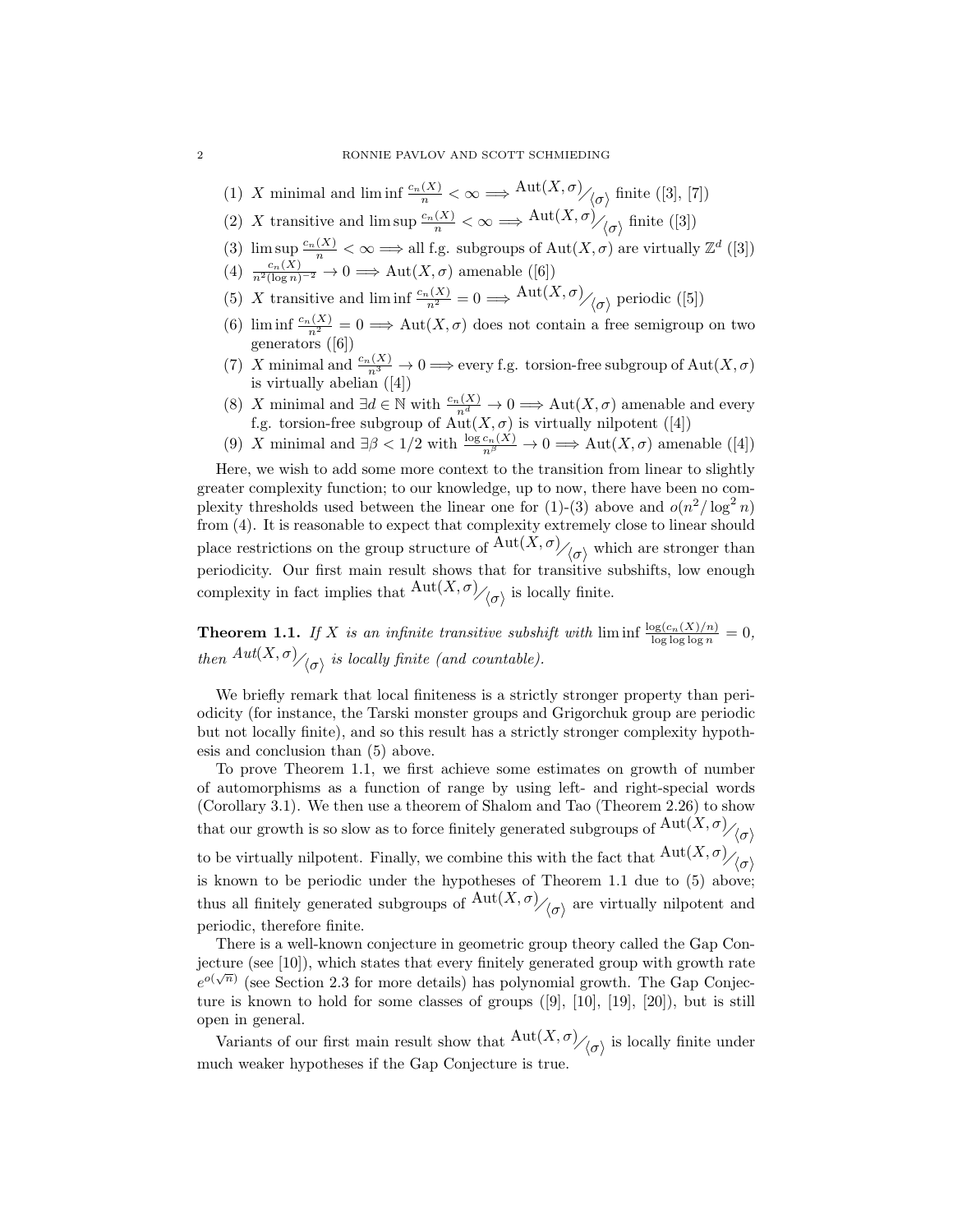(1) $X$ minimal and $\liminf \frac{c_n(X)}{n} < \infty \Longrightarrow \text{Aut}(X,\sigma)/_{\langle\sigma\rangle}$ finite ([3], [7])

(2) $X$ transitive and $\limsup \frac{c_n(X)}{n} < \infty \Longrightarrow \text{Aut}(X,\sigma)/_{\langle\sigma\rangle}$ finite ([3])

(3) $\limsup \frac{c_n(X)}{n} < \infty \Longrightarrow$ all f.g. subgroups of $\text{Aut}(X,\sigma)$ are virtually $\mathbb{Z}^d$ ([3])

(4) $\frac{c_n(X)}{n^2(\log n)^{-2}} \to 0 \Longrightarrow \text{Aut}(X,\sigma)$ amenable ([6])

(5) $X$ transitive and $\liminf \frac{c_n(X)}{n^2} = 0 \Longrightarrow \text{Aut}(X,\sigma)/_{\langle\sigma\rangle}$ periodic ([5])

(6) $\liminf \frac{c_n(X)}{n^2} = 0 \Longrightarrow \text{Aut}(X,\sigma)$ does not contain a free semigroup on two generators ([6])

(7) $X$ minimal and $\frac{c_n(X)}{n^3} \to 0 \Longrightarrow$ every f.g. torsion-free subgroup of $\text{Aut}(X,\sigma)$ is virtually abelian ([4])

(8) $X$ minimal and $\exists d \in \mathbb{N}$ with $\frac{c_n(X)}{n^d} \to 0 \Longrightarrow \text{Aut}(X,\sigma)$ amenable and every f.g. torsion-free subgroup of $\text{Aut}(X,\sigma)$ is virtually nilpotent ([4])

(9) $X$ minimal and $\exists \beta < 1/2$ with $\frac{\log c_n(X)}{n^\beta} \to 0 \Longrightarrow \text{Aut}(X,\sigma)$ amenable ([4])

Here, we wish to add some more context to the transition from linear to slightly greater complexity function; to our knowledge, up to now, there have been no complexity thresholds used between the linear one for (1)-(3) above and $o(n^2/\log^2 n)$ from (4). It is reasonable to expect that complexity extremely close to linear should place restrictions on the group structure of $\text{Aut}(X,\sigma)/_{\langle\sigma\rangle}$ which are stronger than periodicity. Our first main result shows that for transitive subshifts, low enough complexity in fact implies that $\text{Aut}(X,\sigma)/_{\langle\sigma\rangle}$ is locally finite.

**Theorem 1.1.** *If $X$ is an infinite transitive subshift with $\liminf \frac{\log(c_n(X)/n)}{\log\log\log n} = 0$, then $Aut(X,\sigma)/_{\langle\sigma\rangle}$ is locally finite (and countable).*

We briefly remark that local finiteness is a strictly stronger property than periodicity (for instance, the Tarski monster groups and Grigorchuk group are periodic but not locally finite), and so this result has a strictly stronger complexity hypothesis and conclusion than (5) above.

To prove Theorem 1.1, we first achieve some estimates on growth of number of automorphisms as a function of range by using left- and right-special words (Corollary 3.1). We then use a theorem of Shalom and Tao (Theorem 2.26) to show that our growth is so slow as to force finitely generated subgroups of $\text{Aut}(X,\sigma)/_{\langle\sigma\rangle}$ to be virtually nilpotent. Finally, we combine this with the fact that $\text{Aut}(X,\sigma)/_{\langle\sigma\rangle}$ is known to be periodic under the hypotheses of Theorem 1.1 due to (5) above; thus all finitely generated subgroups of $\text{Aut}(X,\sigma)/_{\langle\sigma\rangle}$ are virtually nilpotent and periodic, therefore finite.

There is a well-known conjecture in geometric group theory called the Gap Conjecture (see [10]), which states that every finitely generated group with growth rate $e^{o(\sqrt{n})}$ (see Section 2.3 for more details) has polynomial growth. The Gap Conjecture is known to hold for some classes of groups ([9], [10], [19], [20]), but is still open in general.

Variants of our first main result show that $\text{Aut}(X,\sigma)/_{\langle\sigma\rangle}$ is locally finite under much weaker hypotheses if the Gap Conjecture is true.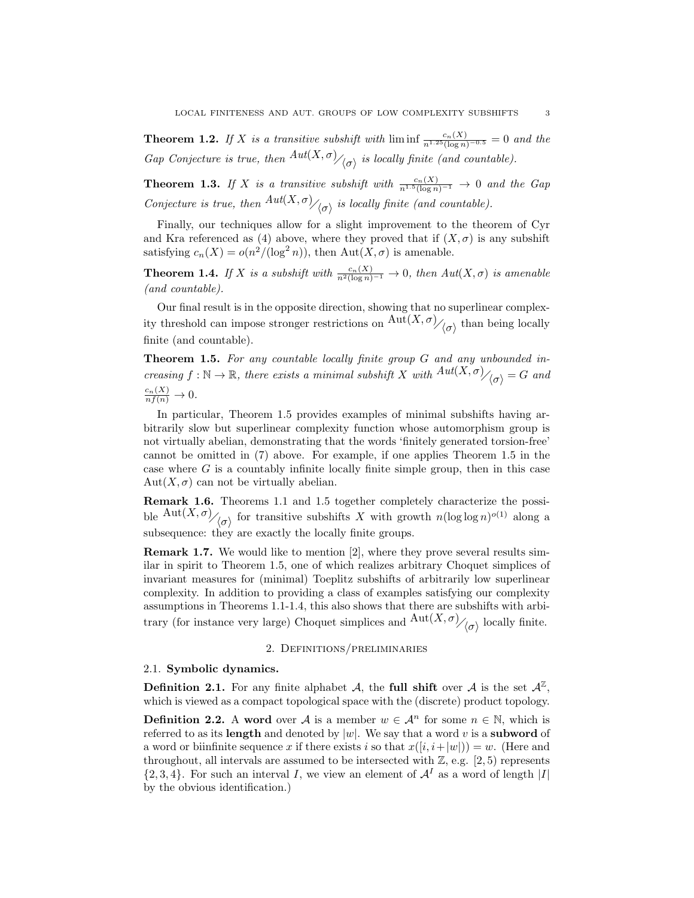**Theorem 1.2.** *If $X$ is a transitive subshift with* $\liminf \frac{c_n(X)}{n^{1.25}(\log n)^{-0.5}} = 0$ *and the Gap Conjecture is true, then* $Aut(X,\sigma)/\langle\sigma\rangle$ *is locally finite (and countable).*

**Theorem 1.3.** *If $X$ is a transitive subshift with* $\frac{c_n(X)}{n^{1.5}(\log n)^{-1}} \to 0$ *and the Gap Conjecture is true, then* $Aut(X,\sigma)/\langle\sigma\rangle$ *is locally finite (and countable).*

Finally, our techniques allow for a slight improvement to the theorem of Cyr and Kra referenced as (4) above, where they proved that if $(X,\sigma)$ is any subshift satisfying $c_n(X) = o(n^2/(\log^2 n))$, then $\mathrm{Aut}(X,\sigma)$ is amenable.

**Theorem 1.4.** *If $X$ is a subshift with* $\frac{c_n(X)}{n^2(\log n)^{-1}} \to 0$*, then $Aut(X,\sigma)$ is amenable (and countable).*

Our final result is in the opposite direction, showing that no superlinear complexity threshold can impose stronger restrictions on $\mathrm{Aut}(X,\sigma)/\langle\sigma\rangle$ than being locally finite (and countable).

**Theorem 1.5.** *For any countable locally finite group $G$ and any unbounded increasing $f : \mathbb{N} \to \mathbb{R}$, there exists a minimal subshift $X$ with* $Aut(X,\sigma)/\langle\sigma\rangle = G$ *and* $\frac{c_n(X)}{nf(n)} \to 0$.

In particular, Theorem 1.5 provides examples of minimal subshifts having arbitrarily slow but superlinear complexity function whose automorphism group is not virtually abelian, demonstrating that the words 'finitely generated torsion-free' cannot be omitted in (7) above. For example, if one applies Theorem 1.5 in the case where $G$ is a countably infinite locally finite simple group, then in this case $\mathrm{Aut}(X,\sigma)$ can not be virtually abelian.

**Remark 1.6.** Theorems 1.1 and 1.5 together completely characterize the possible $\mathrm{Aut}(X,\sigma)/\langle\sigma\rangle$ for transitive subshifts $X$ with growth $n(\log\log n)^{o(1)}$ along a subsequence: they are exactly the locally finite groups.

**Remark 1.7.** We would like to mention [2], where they prove several results similar in spirit to Theorem 1.5, one of which realizes arbitrary Choquet simplices of invariant measures for (minimal) Toeplitz subshifts of arbitrarily low superlinear complexity. In addition to providing a class of examples satisfying our complexity assumptions in Theorems 1.1-1.4, this also shows that there are subshifts with arbitrary (for instance very large) Choquet simplices and $\mathrm{Aut}(X,\sigma)/\langle\sigma\rangle$ locally finite.

## 2. Definitions/preliminaries

### 2.1. Symbolic dynamics.

**Definition 2.1.** For any finite alphabet $\mathcal{A}$, the **full shift** over $\mathcal{A}$ is the set $\mathcal{A}^{\mathbb{Z}}$, which is viewed as a compact topological space with the (discrete) product topology.

**Definition 2.2.** A **word** over $\mathcal{A}$ is a member $w \in \mathcal{A}^n$ for some $n \in \mathbb{N}$, which is referred to as its **length** and denoted by $|w|$. We say that a word $v$ is a **subword** of a word or biinfinite sequence $x$ if there exists $i$ so that $x([i, i+|w|)) = w$. (Here and throughout, all intervals are assumed to be intersected with $\mathbb{Z}$, e.g. $[2,5)$ represents $\{2,3,4\}$. For such an interval $I$, we view an element of $\mathcal{A}^I$ as a word of length $|I|$ by the obvious identification.)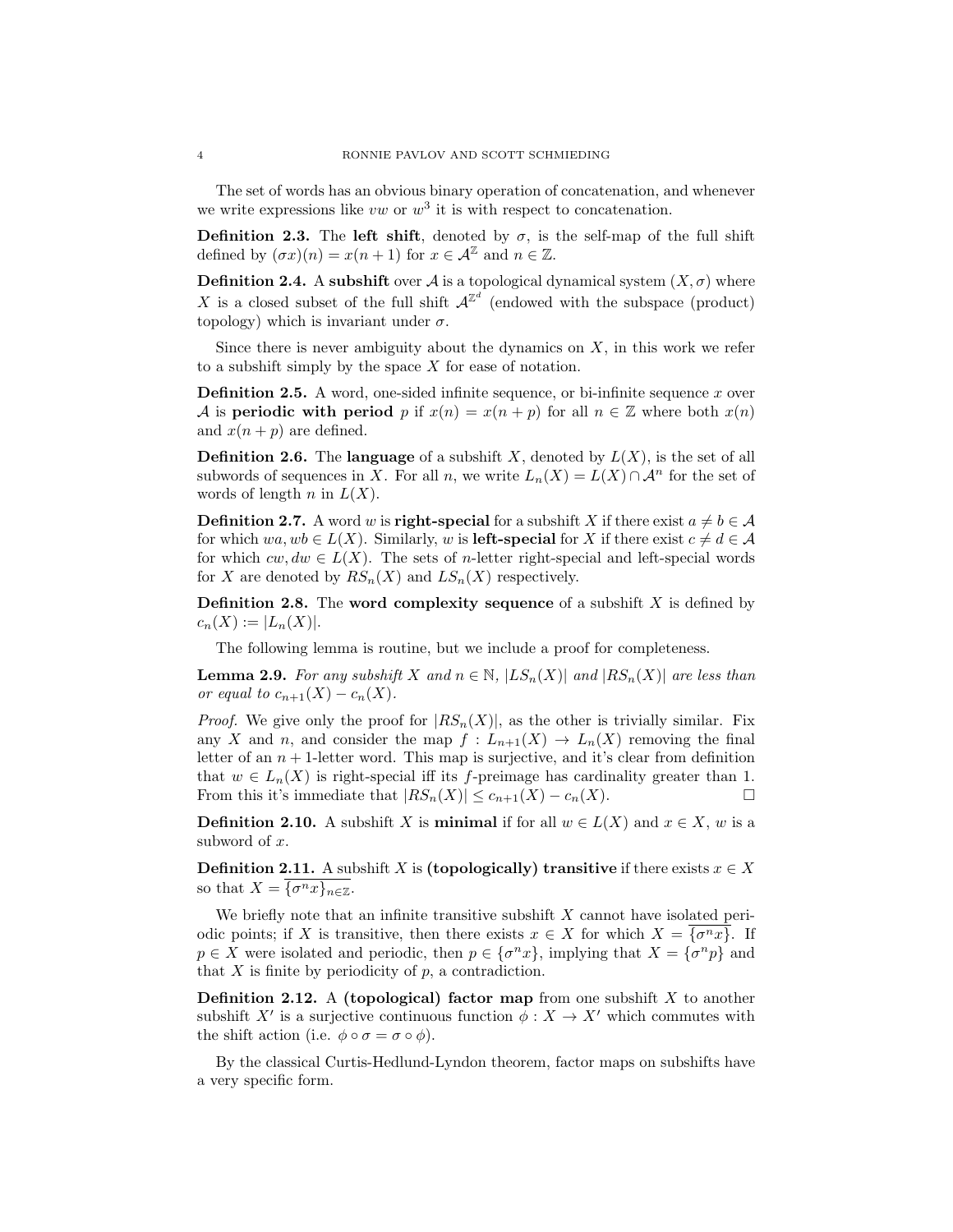The set of words has an obvious binary operation of concatenation, and whenever we write expressions like $vw$ or $w^3$ it is with respect to concatenation.

**Definition 2.3.** The **left shift**, denoted by $\sigma$, is the self-map of the full shift defined by $(\sigma x)(n) = x(n+1)$ for $x \in \mathcal{A}^{\mathbb{Z}}$ and $n \in \mathbb{Z}$.

**Definition 2.4.** A **subshift** over $\mathcal{A}$ is a topological dynamical system $(X, \sigma)$ where $X$ is a closed subset of the full shift $\mathcal{A}^{\mathbb{Z}^d}$ (endowed with the subspace (product) topology) which is invariant under $\sigma$.

Since there is never ambiguity about the dynamics on $X$, in this work we refer to a subshift simply by the space $X$ for ease of notation.

**Definition 2.5.** A word, one-sided infinite sequence, or bi-infinite sequence $x$ over $\mathcal{A}$ is **periodic with period** $p$ if $x(n) = x(n+p)$ for all $n \in \mathbb{Z}$ where both $x(n)$ and $x(n+p)$ are defined.

**Definition 2.6.** The **language** of a subshift $X$, denoted by $L(X)$, is the set of all subwords of sequences in $X$. For all $n$, we write $L_n(X) = L(X) \cap \mathcal{A}^n$ for the set of words of length $n$ in $L(X)$.

**Definition 2.7.** A word $w$ is **right-special** for a subshift $X$ if there exist $a \neq b \in \mathcal{A}$ for which $wa, wb \in L(X)$. Similarly, $w$ is **left-special** for $X$ if there exist $c \neq d \in \mathcal{A}$ for which $cw, dw \in L(X)$. The sets of $n$-letter right-special and left-special words for $X$ are denoted by $RS_n(X)$ and $LS_n(X)$ respectively.

**Definition 2.8.** The **word complexity sequence** of a subshift $X$ is defined by $c_n(X) := |L_n(X)|$.

The following lemma is routine, but we include a proof for completeness.

**Lemma 2.9.** *For any subshift $X$ and $n \in \mathbb{N}$, $|LS_n(X)|$ and $|RS_n(X)|$ are less than or equal to $c_{n+1}(X) - c_n(X)$.*

*Proof.* We give only the proof for $|RS_n(X)|$, as the other is trivially similar. Fix any $X$ and $n$, and consider the map $f : L_{n+1}(X) \to L_n(X)$ removing the final letter of an $n+1$-letter word. This map is surjective, and it's clear from definition that $w \in L_n(X)$ is right-special iff its $f$-preimage has cardinality greater than 1. From this it's immediate that $|RS_n(X)| \leq c_{n+1}(X) - c_n(X)$. $\square$

**Definition 2.10.** A subshift $X$ is **minimal** if for all $w \in L(X)$ and $x \in X$, $w$ is a subword of $x$.

**Definition 2.11.** A subshift $X$ is **(topologically) transitive** if there exists $x \in X$ so that $X = \overline{\{\sigma^n x\}_{n \in \mathbb{Z}}}$.

We briefly note that an infinite transitive subshift $X$ cannot have isolated periodic points; if $X$ is transitive, then there exists $x \in X$ for which $X = \overline{\{\sigma^n x\}}$. If $p \in X$ were isolated and periodic, then $p \in \{\sigma^n x\}$, implying that $X = \{\sigma^n p\}$ and that $X$ is finite by periodicity of $p$, a contradiction.

**Definition 2.12.** A **(topological) factor map** from one subshift $X$ to another subshift $X'$ is a surjective continuous function $\phi : X \to X'$ which commutes with the shift action (i.e. $\phi \circ \sigma = \sigma \circ \phi$).

By the classical Curtis-Hedlund-Lyndon theorem, factor maps on subshifts have a very specific form.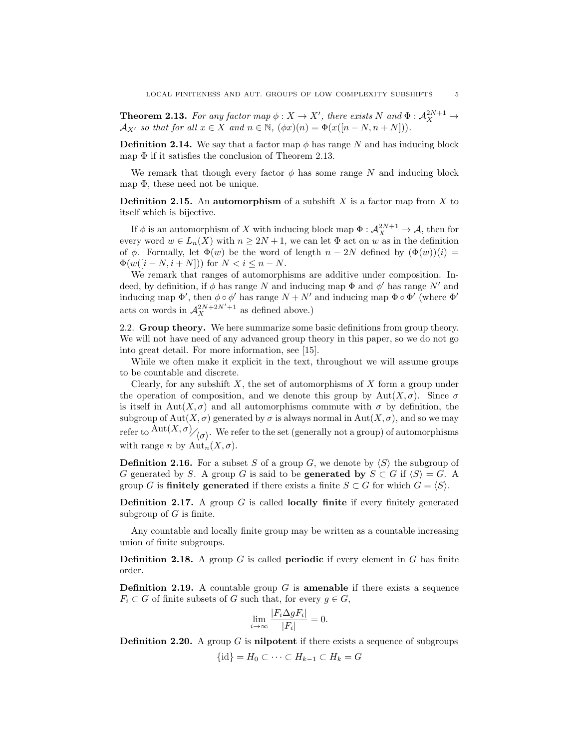**Theorem 2.13.** *For any factor map $\phi : X \to X'$, there exists $N$ and $\Phi : \mathcal{A}_X^{2N+1} \to \mathcal{A}_{X'}$ so that for all $x \in X$ and $n \in \mathbb{N}$, $(\phi x)(n) = \Phi(x([n-N, n+N]))$.*

**Definition 2.14.** We say that a factor map $\phi$ has range $N$ and has inducing block map $\Phi$ if it satisfies the conclusion of Theorem 2.13.

We remark that though every factor $\phi$ has some range $N$ and inducing block map $\Phi$, these need not be unique.

**Definition 2.15.** An **automorphism** of a subshift $X$ is a factor map from $X$ to itself which is bijective.

If $\phi$ is an automorphism of $X$ with inducing block map $\Phi : \mathcal{A}_X^{2N+1} \to \mathcal{A}$, then for every word $w \in L_n(X)$ with $n \geq 2N+1$, we can let $\Phi$ act on $w$ as in the definition of $\phi$. Formally, let $\Phi(w)$ be the word of length $n - 2N$ defined by $(\Phi(w))(i) = \Phi(w([i-N, i+N]))$ for $N < i \leq n - N$.

We remark that ranges of automorphisms are additive under composition. Indeed, by definition, if $\phi$ has range $N$ and inducing map $\Phi$ and $\phi'$ has range $N'$ and inducing map $\Phi'$, then $\phi \circ \phi'$ has range $N + N'$ and inducing map $\Phi \circ \Phi'$ (where $\Phi'$ acts on words in $\mathcal{A}_X^{2N+2N'+1}$ as defined above.)

2.2. **Group theory.** We here summarize some basic definitions from group theory. We will not have need of any advanced group theory in this paper, so we do not go into great detail. For more information, see [15].

While we often make it explicit in the text, throughout we will assume groups to be countable and discrete.

Clearly, for any subshift $X$, the set of automorphisms of $X$ form a group under the operation of composition, and we denote this group by $\mathrm{Aut}(X, \sigma)$. Since $\sigma$ is itself in $\mathrm{Aut}(X, \sigma)$ and all automorphisms commute with $\sigma$ by definition, the subgroup of $\mathrm{Aut}(X, \sigma)$ generated by $\sigma$ is always normal in $\mathrm{Aut}(X, \sigma)$, and so we may refer to $\mathrm{Aut}(X, \sigma)/\langle\sigma\rangle$. We refer to the set (generally not a group) of automorphisms with range $n$ by $\mathrm{Aut}_n(X, \sigma)$.

**Definition 2.16.** For a subset $S$ of a group $G$, we denote by $\langle S \rangle$ the subgroup of $G$ generated by $S$. A group $G$ is said to be **generated by** $S \subset G$ if $\langle S \rangle = G$. A group $G$ is **finitely generated** if there exists a finite $S \subset G$ for which $G = \langle S \rangle$.

**Definition 2.17.** A group $G$ is called **locally finite** if every finitely generated subgroup of $G$ is finite.

Any countable and locally finite group may be written as a countable increasing union of finite subgroups.

**Definition 2.18.** A group $G$ is called **periodic** if every element in $G$ has finite order.

**Definition 2.19.** A countable group $G$ is **amenable** if there exists a sequence $F_i \subset G$ of finite subsets of $G$ such that, for every $g \in G$,

$$\lim_{i \to \infty} \frac{|F_i \Delta g F_i|}{|F_i|} = 0.$$

**Definition 2.20.** A group $G$ is **nilpotent** if there exists a sequence of subgroups

$$\{\mathrm{id}\} = H_0 \subset \cdots \subset H_{k-1} \subset H_k = G$$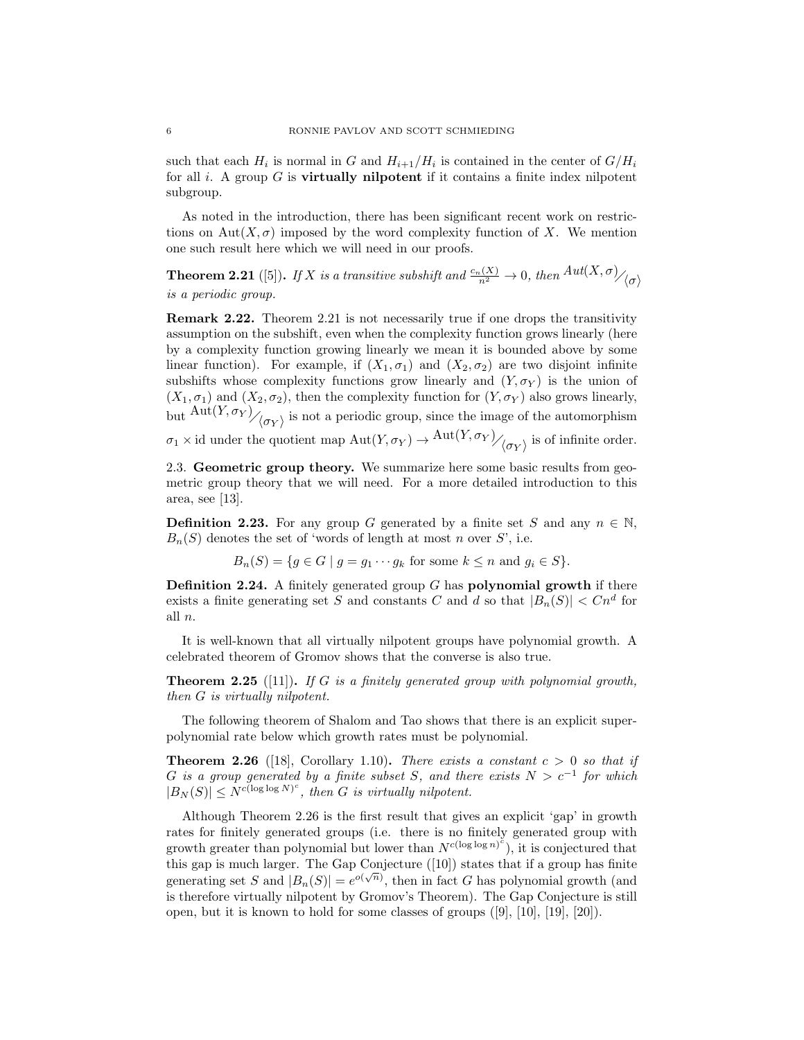such that each $H_i$ is normal in $G$ and $H_{i+1}/H_i$ is contained in the center of $G/H_i$ for all $i$. A group $G$ is **virtually nilpotent** if it contains a finite index nilpotent subgroup.

As noted in the introduction, there has been significant recent work on restrictions on $\mathrm{Aut}(X, \sigma)$ imposed by the word complexity function of $X$. We mention one such result here which we will need in our proofs.

**Theorem 2.21** ([5])**.** *If $X$ is a transitive subshift and $\frac{c_n(X)}{n^2} \to 0$, then $Aut(X, \sigma)/\langle\sigma\rangle$ is a periodic group.*

**Remark 2.22.** Theorem 2.21 is not necessarily true if one drops the transitivity assumption on the subshift, even when the complexity function grows linearly (here by a complexity function growing linearly we mean it is bounded above by some linear function). For example, if $(X_1, \sigma_1)$ and $(X_2, \sigma_2)$ are two disjoint infinite subshifts whose complexity functions grow linearly and $(Y, \sigma_Y)$ is the union of $(X_1, \sigma_1)$ and $(X_2, \sigma_2)$, then the complexity function for $(Y, \sigma_Y)$ also grows linearly, but $\mathrm{Aut}(Y, \sigma_Y)/\langle\sigma_Y\rangle$ is not a periodic group, since the image of the automorphism $\sigma_1 \times \mathrm{id}$ under the quotient map $\mathrm{Aut}(Y, \sigma_Y) \to \mathrm{Aut}(Y, \sigma_Y)/\langle\sigma_Y\rangle$ is of infinite order.

2.3. **Geometric group theory.** We summarize here some basic results from geometric group theory that we will need. For a more detailed introduction to this area, see [13].

**Definition 2.23.** For any group $G$ generated by a finite set $S$ and any $n \in \mathbb{N}$, $B_n(S)$ denotes the set of 'words of length at most $n$ over $S$', i.e.

$$B_n(S) = \{g \in G \mid g = g_1 \cdots g_k \text{ for some } k \leq n \text{ and } g_i \in S\}.$$

**Definition 2.24.** A finitely generated group $G$ has **polynomial growth** if there exists a finite generating set $S$ and constants $C$ and $d$ so that $|B_n(S)| < Cn^d$ for all $n$.

It is well-known that all virtually nilpotent groups have polynomial growth. A celebrated theorem of Gromov shows that the converse is also true.

**Theorem 2.25** ([11])**.** *If $G$ is a finitely generated group with polynomial growth, then $G$ is virtually nilpotent.*

The following theorem of Shalom and Tao shows that there is an explicit super-polynomial rate below which growth rates must be polynomial.

**Theorem 2.26** ([18], Corollary 1.10)**.** *There exists a constant $c > 0$ so that if $G$ is a group generated by a finite subset $S$, and there exists $N > c^{-1}$ for which $|B_N(S)| \leq N^{c(\log \log N)^c}$, then $G$ is virtually nilpotent.*

Although Theorem 2.26 is the first result that gives an explicit 'gap' in growth rates for finitely generated groups (i.e. there is no finitely generated group with growth greater than polynomial but lower than $N^{c(\log \log n)^c}$), it is conjectured that this gap is much larger. The Gap Conjecture ([10]) states that if a group has finite generating set $S$ and $|B_n(S)| = e^{o(\sqrt{n})}$, then in fact $G$ has polynomial growth (and is therefore virtually nilpotent by Gromov's Theorem). The Gap Conjecture is still open, but it is known to hold for some classes of groups ([9], [10], [19], [20]).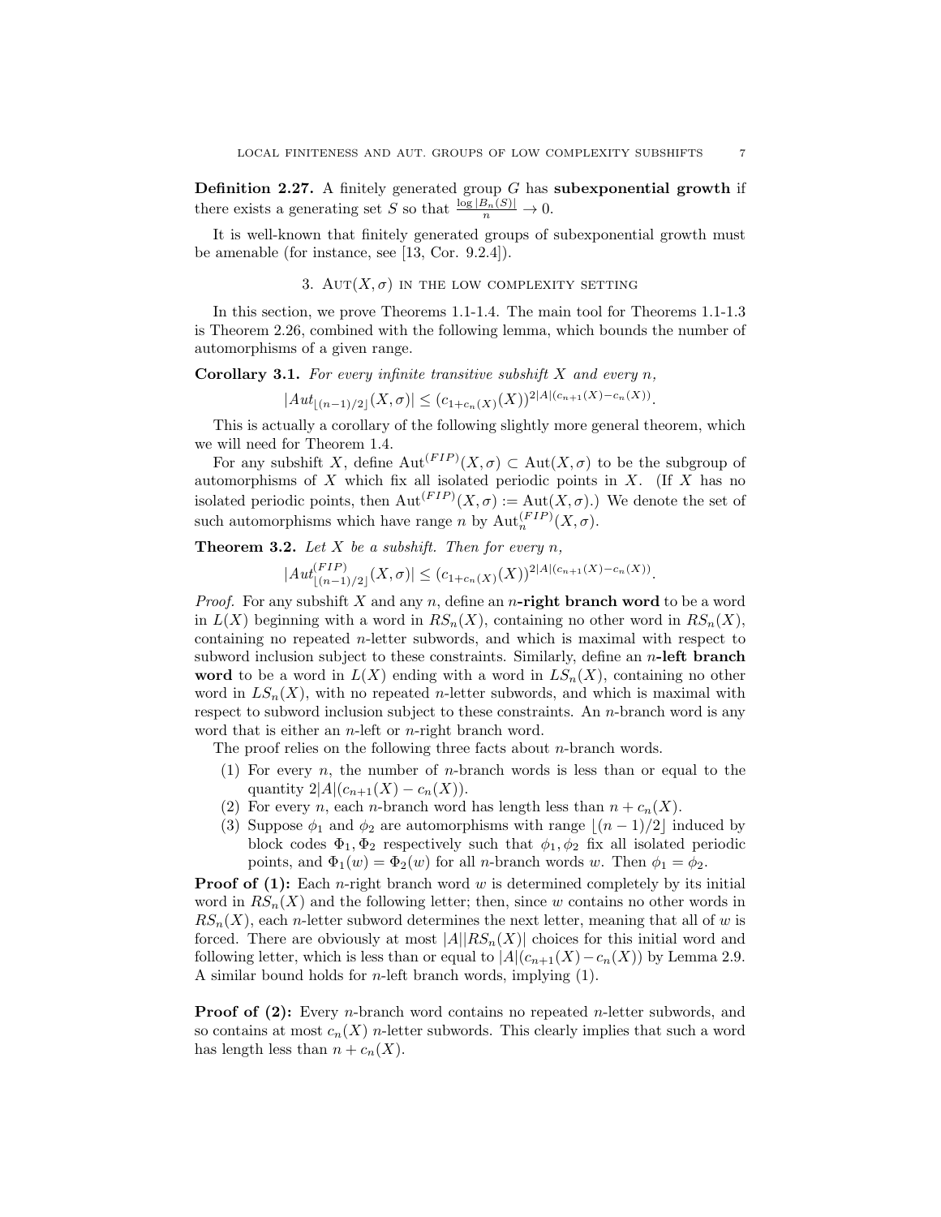**Definition 2.27.** A finitely generated group $G$ has **subexponential growth** if there exists a generating set $S$ so that $\frac{\log |B_n(S)|}{n} \to 0$.

It is well-known that finitely generated groups of subexponential growth must be amenable (for instance, see [13, Cor. 9.2.4]).

## 3. Aut$(X, \sigma)$ in the low complexity setting

In this section, we prove Theorems 1.1-1.4. The main tool for Theorems 1.1-1.3 is Theorem 2.26, combined with the following lemma, which bounds the number of automorphisms of a given range.

**Corollary 3.1.** *For every infinite transitive subshift $X$ and every $n$,*

$$|Aut_{\lfloor (n-1)/2 \rfloor}(X, \sigma)| \leq (c_{1+c_n(X)}(X))^{2|A|(c_{n+1}(X)-c_n(X))}.$$

This is actually a corollary of the following slightly more general theorem, which we will need for Theorem 1.4.

For any subshift $X$, define $\text{Aut}^{(FIP)}(X, \sigma) \subset \text{Aut}(X, \sigma)$ to be the subgroup of automorphisms of $X$ which fix all isolated periodic points in $X$. (If $X$ has no isolated periodic points, then $\text{Aut}^{(FIP)}(X, \sigma) := \text{Aut}(X, \sigma)$.) We denote the set of such automorphisms which have range $n$ by $\text{Aut}_n^{(FIP)}(X, \sigma)$.

**Theorem 3.2.** *Let $X$ be a subshift. Then for every $n$,*

$$|Aut^{(FIP)}_{\lfloor (n-1)/2 \rfloor}(X, \sigma)| \leq (c_{1+c_n(X)}(X))^{2|A|(c_{n+1}(X)-c_n(X))}.$$

*Proof.* For any subshift $X$ and any $n$, define an **$n$-right branch word** to be a word in $L(X)$ beginning with a word in $RS_n(X)$, containing no other word in $RS_n(X)$, containing no repeated $n$-letter subwords, and which is maximal with respect to subword inclusion subject to these constraints. Similarly, define an **$n$-left branch word** to be a word in $L(X)$ ending with a word in $LS_n(X)$, containing no other word in $LS_n(X)$, with no repeated $n$-letter subwords, and which is maximal with respect to subword inclusion subject to these constraints. An $n$-branch word is any word that is either an $n$-left or $n$-right branch word.

The proof relies on the following three facts about $n$-branch words.

1. For every $n$, the number of $n$-branch words is less than or equal to the quantity $2|A|(c_{n+1}(X) - c_n(X))$.
2. For every $n$, each $n$-branch word has length less than $n + c_n(X)$.
3. Suppose $\phi_1$ and $\phi_2$ are automorphisms with range $\lfloor (n-1)/2 \rfloor$ induced by block codes $\Phi_1, \Phi_2$ respectively such that $\phi_1, \phi_2$ fix all isolated periodic points, and $\Phi_1(w) = \Phi_2(w)$ for all $n$-branch words $w$. Then $\phi_1 = \phi_2$.

**Proof of (1):** Each $n$-right branch word $w$ is determined completely by its initial word in $RS_n(X)$ and the following letter; then, since $w$ contains no other words in $RS_n(X)$, each $n$-letter subword determines the next letter, meaning that all of $w$ is forced. There are obviously at most $|A||RS_n(X)|$ choices for this initial word and following letter, which is less than or equal to $|A|(c_{n+1}(X) - c_n(X))$ by Lemma 2.9. A similar bound holds for $n$-left branch words, implying (1).

**Proof of (2):** Every $n$-branch word contains no repeated $n$-letter subwords, and so contains at most $c_n(X)$ $n$-letter subwords. This clearly implies that such a word has length less than $n + c_n(X)$.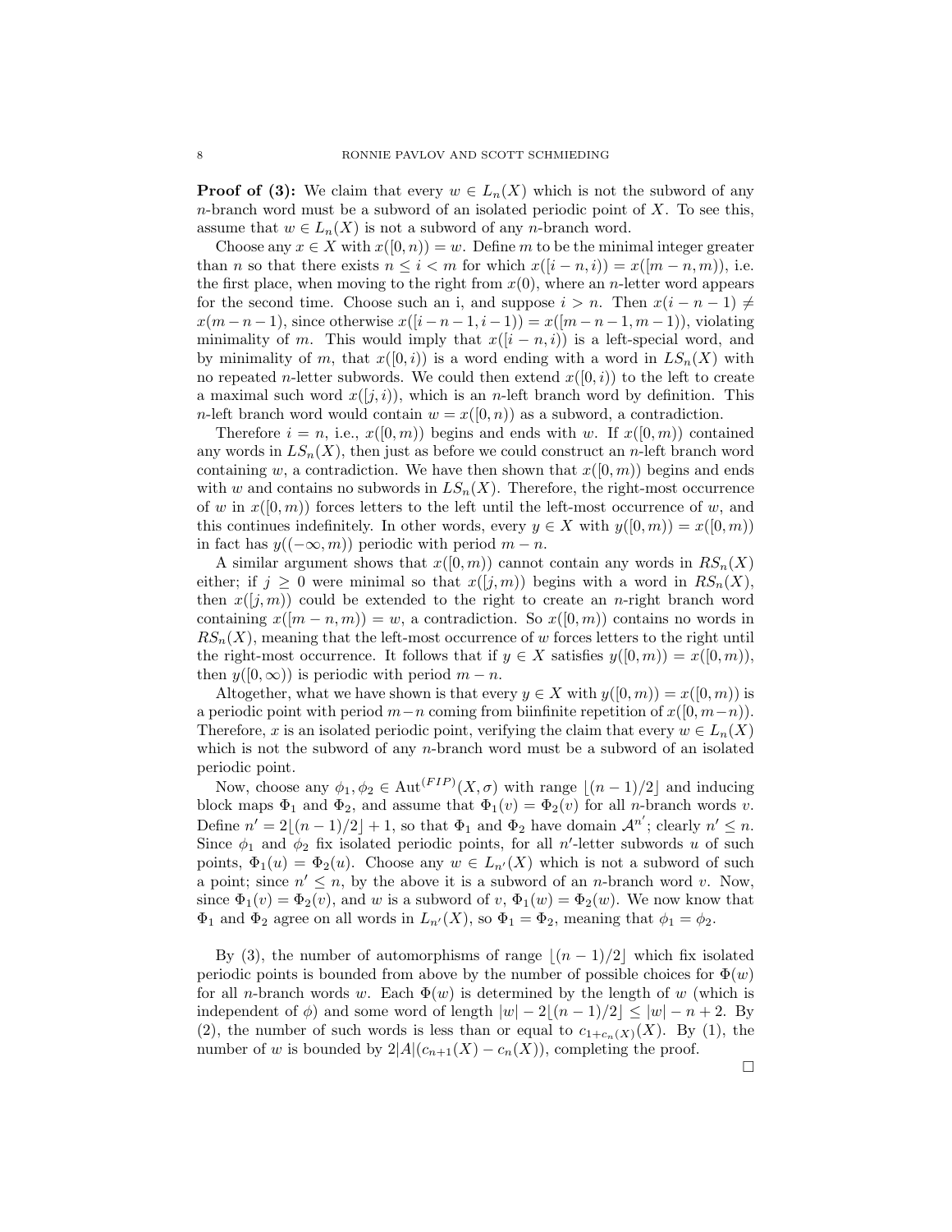**Proof of (3):** We claim that every $w \in L_n(X)$ which is not the subword of any $n$-branch word must be a subword of an isolated periodic point of $X$. To see this, assume that $w \in L_n(X)$ is not a subword of any $n$-branch word.

Choose any $x \in X$ with $x([0, n)) = w$. Define $m$ to be the minimal integer greater than $n$ so that there exists $n \leq i < m$ for which $x([i - n, i)) = x([m - n, m))$, i.e. the first place, when moving to the right from $x(0)$, where an $n$-letter word appears for the second time. Choose such an i, and suppose $i > n$. Then $x(i - n - 1) \neq x(m - n - 1)$, since otherwise $x([i - n - 1, i - 1)) = x([m - n - 1, m - 1))$, violating minimality of $m$. This would imply that $x([i - n, i))$ is a left-special word, and by minimality of $m$, that $x([0, i))$ is a word ending with a word in $LS_n(X)$ with no repeated $n$-letter subwords. We could then extend $x([0, i))$ to the left to create a maximal such word $x([j, i))$, which is an $n$-left branch word by definition. This $n$-left branch word would contain $w = x([0, n))$ as a subword, a contradiction.

Therefore $i = n$, i.e., $x([0, m))$ begins and ends with $w$. If $x([0, m))$ contained any words in $LS_n(X)$, then just as before we could construct an $n$-left branch word containing $w$, a contradiction. We have then shown that $x([0, m))$ begins and ends with $w$ and contains no subwords in $LS_n(X)$. Therefore, the right-most occurrence of $w$ in $x([0, m))$ forces letters to the left until the left-most occurrence of $w$, and this continues indefinitely. In other words, every $y \in X$ with $y([0, m)) = x([0, m))$ in fact has $y((-\infty, m))$ periodic with period $m - n$.

A similar argument shows that $x([0, m))$ cannot contain any words in $RS_n(X)$ either; if $j \geq 0$ were minimal so that $x([j, m))$ begins with a word in $RS_n(X)$, then $x([j, m))$ could be extended to the right to create an $n$-right branch word containing $x([m - n, m)) = w$, a contradiction. So $x([0, m))$ contains no words in $RS_n(X)$, meaning that the left-most occurrence of $w$ forces letters to the right until the right-most occurrence. It follows that if $y \in X$ satisfies $y([0, m)) = x([0, m))$, then $y([0, \infty))$ is periodic with period $m - n$.

Altogether, what we have shown is that every $y \in X$ with $y([0, m)) = x([0, m))$ is a periodic point with period $m-n$ coming from biinfinite repetition of $x([0, m-n))$. Therefore, $x$ is an isolated periodic point, verifying the claim that every $w \in L_n(X)$ which is not the subword of any $n$-branch word must be a subword of an isolated periodic point.

Now, choose any $\phi_1, \phi_2 \in \mathrm{Aut}^{(FIP)}(X, \sigma)$ with range $\lfloor (n-1)/2 \rfloor$ and inducing block maps $\Phi_1$ and $\Phi_2$, and assume that $\Phi_1(v) = \Phi_2(v)$ for all $n$-branch words $v$. Define $n' = 2\lfloor (n-1)/2 \rfloor + 1$, so that $\Phi_1$ and $\Phi_2$ have domain $\mathcal{A}^{n'}$; clearly $n' \leq n$. Since $\phi_1$ and $\phi_2$ fix isolated periodic points, for all $n'$-letter subwords $u$ of such points, $\Phi_1(u) = \Phi_2(u)$. Choose any $w \in L_{n'}(X)$ which is not a subword of such a point; since $n' \leq n$, by the above it is a subword of an $n$-branch word $v$. Now, since $\Phi_1(v) = \Phi_2(v)$, and $w$ is a subword of $v$, $\Phi_1(w) = \Phi_2(w)$. We now know that $\Phi_1$ and $\Phi_2$ agree on all words in $L_{n'}(X)$, so $\Phi_1 = \Phi_2$, meaning that $\phi_1 = \phi_2$.

By (3), the number of automorphisms of range $\lfloor (n-1)/2 \rfloor$ which fix isolated periodic points is bounded from above by the number of possible choices for $\Phi(w)$ for all $n$-branch words $w$. Each $\Phi(w)$ is determined by the length of $w$ (which is independent of $\phi$) and some word of length $|w| - 2\lfloor (n-1)/2 \rfloor \leq |w| - n + 2$. By (2), the number of such words is less than or equal to $c_{1+c_n(X)}(X)$. By (1), the number of $w$ is bounded by $2|A|(c_{n+1}(X) - c_n(X))$, completing the proof.

$\square$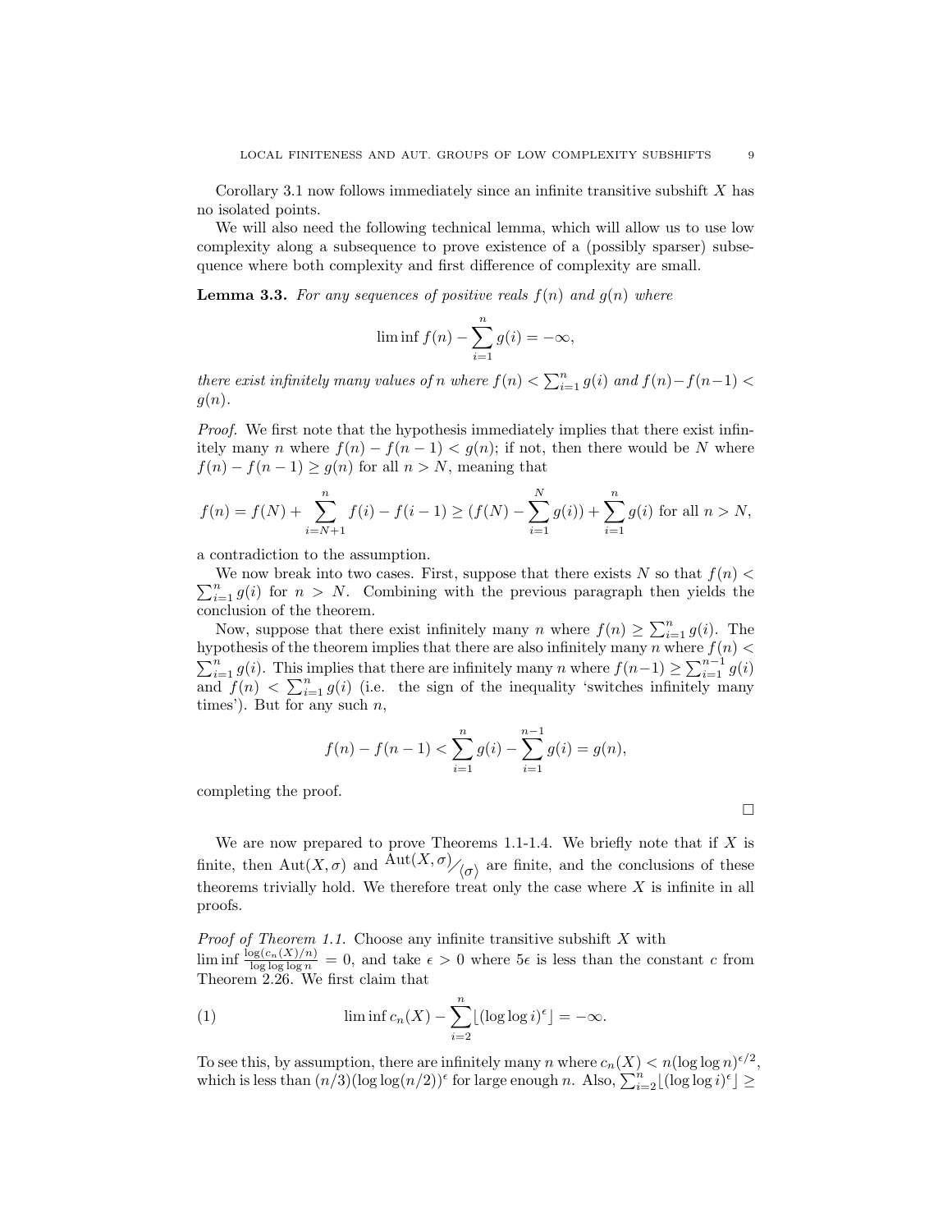Corollary 3.1 now follows immediately since an infinite transitive subshift $X$ has no isolated points.

We will also need the following technical lemma, which will allow us to use low complexity along a subsequence to prove existence of a (possibly sparser) subsequence where both complexity and first difference of complexity are small.

**Lemma 3.3.** *For any sequences of positive reals $f(n)$ and $g(n)$ where*

$$\liminf f(n) - \sum_{i=1}^{n} g(i) = -\infty,$$

*there exist infinitely many values of $n$ where $f(n) < \sum_{i=1}^{n} g(i)$ and $f(n) - f(n-1) < g(n)$.*

*Proof.* We first note that the hypothesis immediately implies that there exist infinitely many $n$ where $f(n) - f(n-1) < g(n)$; if not, then there would be $N$ where $f(n) - f(n-1) \geq g(n)$ for all $n > N$, meaning that

$$f(n) = f(N) + \sum_{i=N+1}^{n} f(i) - f(i-1) \geq (f(N) - \sum_{i=1}^{N} g(i)) + \sum_{i=1}^{n} g(i) \text{ for all } n > N,$$

a contradiction to the assumption.

We now break into two cases. First, suppose that there exists $N$ so that $f(n) < \sum_{i=1}^{n} g(i)$ for $n > N$. Combining with the previous paragraph then yields the conclusion of the theorem.

Now, suppose that there exist infinitely many $n$ where $f(n) \geq \sum_{i=1}^{n} g(i)$. The hypothesis of the theorem implies that there are also infinitely many $n$ where $f(n) < \sum_{i=1}^{n} g(i)$. This implies that there are infinitely many $n$ where $f(n-1) \geq \sum_{i=1}^{n-1} g(i)$ and $f(n) < \sum_{i=1}^{n} g(i)$ (i.e. the sign of the inequality 'switches infinitely many times'). But for any such $n$,

$$f(n) - f(n-1) < \sum_{i=1}^{n} g(i) - \sum_{i=1}^{n-1} g(i) = g(n),$$

completing the proof.

$\square$

We are now prepared to prove Theorems 1.1-1.4. We briefly note that if $X$ is finite, then $\mathrm{Aut}(X, \sigma)$ and $\mathrm{Aut}(X, \sigma)/\langle\sigma\rangle$ are finite, and the conclusions of these theorems trivially hold. We therefore treat only the case where $X$ is infinite in all proofs.

*Proof of Theorem 1.1.* Choose any infinite transitive subshift $X$ with $\liminf \frac{\log(c_n(X)/n)}{\log\log\log n} = 0$, and take $\epsilon > 0$ where $5\epsilon$ is less than the constant $c$ from Theorem 2.26. We first claim that

$$\liminf c_n(X) - \sum_{i=2}^{n} \lfloor (\log\log i)^{\epsilon} \rfloor = -\infty. \tag{1}$$

To see this, by assumption, there are infinitely many $n$ where $c_n(X) < n(\log\log n)^{\epsilon/2}$, which is less than $(n/3)(\log\log(n/2))^{\epsilon}$ for large enough $n$. Also, $\sum_{i=2}^{n} \lfloor (\log\log i)^{\epsilon} \rfloor \geq$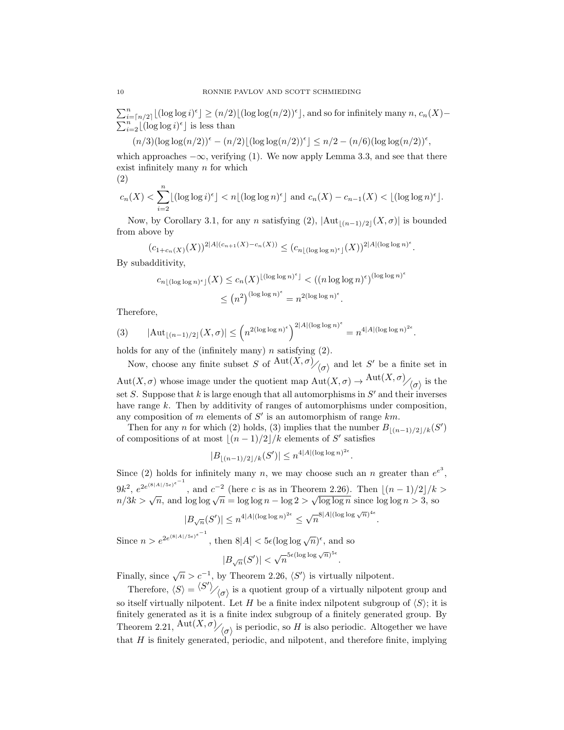$\sum_{i=\lceil n/2 \rceil}^{n} \lfloor (\log\log i)^\epsilon \rfloor \geq (n/2)\lfloor (\log\log(n/2))^\epsilon \rfloor$, and so for infinitely many $n$, $c_n(X) - \sum_{i=2}^{n} \lfloor (\log\log i)^\epsilon \rfloor$ is less than

$$(n/3)(\log\log(n/2))^\epsilon - (n/2)\lfloor (\log\log(n/2))^\epsilon \rfloor \leq n/2 - (n/6)(\log\log(n/2))^\epsilon,$$

which approaches $-\infty$, verifying (1). We now apply Lemma 3.3, and see that there exist infinitely many $n$ for which

(2)
$$c_n(X) < \sum_{i=2}^{n} \lfloor (\log\log i)^\epsilon \rfloor < n \lfloor (\log\log n)^\epsilon \rfloor \text{ and } c_n(X) - c_{n-1}(X) < \lfloor (\log\log n)^\epsilon \rfloor.$$

Now, by Corollary 3.1, for any $n$ satisfying (2), $|\mathrm{Aut}_{\lfloor (n-1)/2 \rfloor}(X, \sigma)|$ is bounded from above by

$$(c_{1+c_n(X)}(X))^{2|A|(c_{n+1}(X)-c_n(X))} \leq (c_{n\lfloor (\log\log n)^\epsilon \rfloor}(X))^{2|A|(\log\log n)^\epsilon}.$$

By subadditivity,

$$c_{n\lfloor (\log\log n)^\epsilon \rfloor}(X) \leq c_n(X)^{\lfloor (\log\log n)^\epsilon \rfloor} < ((n \log\log n)^\epsilon)^{(\log\log n)^\epsilon}$$
$$\leq \left(n^2\right)^{(\log\log n)^\epsilon} = n^{2(\log\log n)^\epsilon}.$$

Therefore,

(3)
$$|\mathrm{Aut}_{\lfloor (n-1)/2 \rfloor}(X, \sigma)| \leq \left(n^{2(\log\log n)^\epsilon}\right)^{2|A|(\log\log n)^\epsilon} = n^{4|A|(\log\log n)^{2\epsilon}}.$$

holds for any of the (infinitely many) $n$ satisfying (2).

Now, choose any finite subset $S$ of $\mathrm{Aut}(X,\sigma)/\langle\sigma\rangle$ and let $S'$ be a finite set in $\mathrm{Aut}(X, \sigma)$ whose image under the quotient map $\mathrm{Aut}(X, \sigma) \to \mathrm{Aut}(X,\sigma)/\langle\sigma\rangle$ is the set $S$. Suppose that $k$ is large enough that all automorphisms in $S'$ and their inverses have range $k$. Then by additivity of ranges of automorphisms under composition, any composition of $m$ elements of $S'$ is an automorphism of range $km$.

Then for any $n$ for which (2) holds, (3) implies that the number $B_{\lfloor (n-1)/2 \rfloor / k}(S')$ of compositions of at most $\lfloor (n-1)/2 \rfloor / k$ elements of $S'$ satisfies

$$|B_{\lfloor (n-1)/2 \rfloor / k}(S')| \leq n^{4|A|(\log\log n)^{2\epsilon}}.$$

Since (2) holds for infinitely many $n$, we may choose such an $n$ greater than $e^{e^3}$, $9k^2$, $e^{2e^{(8|A|/5\epsilon)^{\epsilon^{-1}}}}$, and $c^{-2}$ (here $c$ is as in Theorem 2.26). Then $\lfloor (n-1)/2 \rfloor / k > n/3k > \sqrt{n}$, and $\log\log\sqrt{n} = \log\log n - \log 2 > \sqrt{\log\log n}$ since $\log\log n > 3$, so

$$|B_{\sqrt{n}}(S')| \leq n^{4|A|(\log\log n)^{2\epsilon}} \leq \sqrt{n}^{8|A|(\log\log\sqrt{n})^{4\epsilon}}.$$

Since $n > e^{2e^{(8|A|/5\epsilon)^{\epsilon^{-1}}}}$, then $8|A| < 5\epsilon(\log\log\sqrt{n})^\epsilon$, and so

$$|B_{\sqrt{n}}(S')| < \sqrt{n}^{5\epsilon(\log\log\sqrt{n})^{5\epsilon}}.$$

Finally, since $\sqrt{n} > c^{-1}$, by Theorem 2.26, $\langle S' \rangle$ is virtually nilpotent.

Therefore, $\langle S \rangle = \langle S' \rangle / \langle\sigma\rangle$ is a quotient group of a virtually nilpotent group and so itself virtually nilpotent. Let $H$ be a finite index nilpotent subgroup of $\langle S \rangle$; it is finitely generated as it is a finite index subgroup of a finitely generated group. By Theorem 2.21, $\mathrm{Aut}(X,\sigma)/\langle\sigma\rangle$ is periodic, so $H$ is also periodic. Altogether we have that $H$ is finitely generated, periodic, and nilpotent, and therefore finite, implying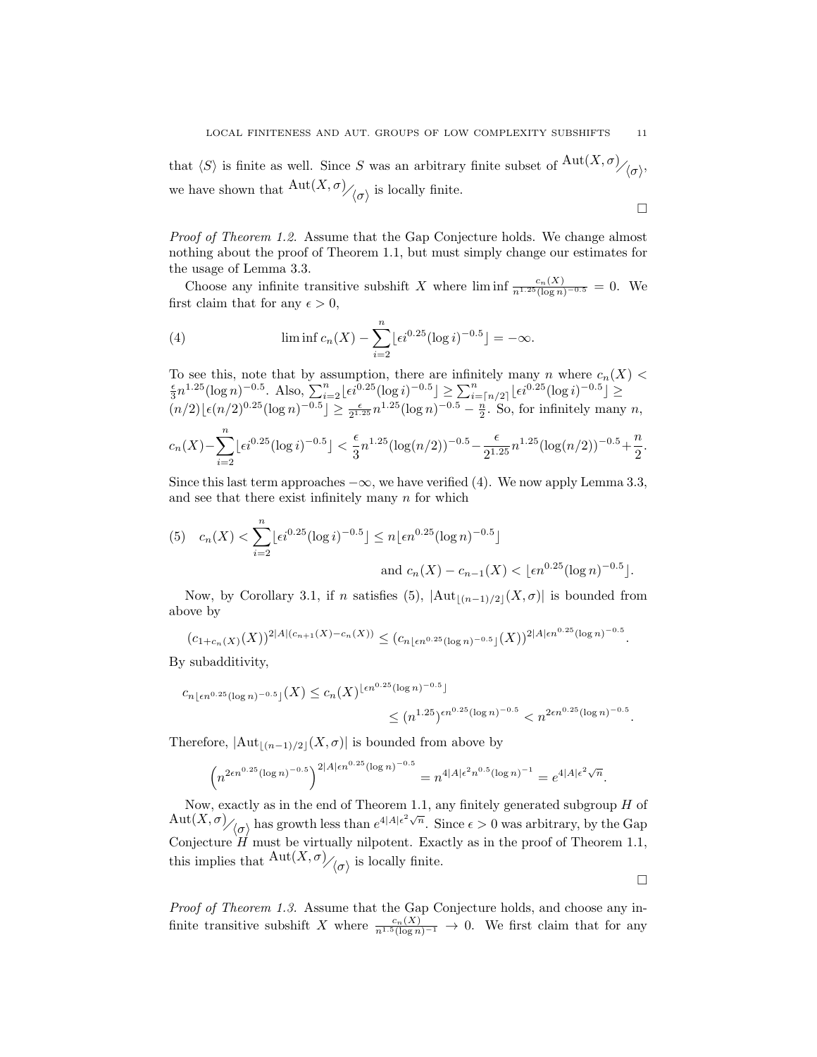that $\langle S \rangle$ is finite as well. Since $S$ was an arbitrary finite subset of $\mathrm{Aut}(X,\sigma)/\langle\sigma\rangle$, we have shown that $\mathrm{Aut}(X,\sigma)/\langle\sigma\rangle$ is locally finite.

$\square$

*Proof of Theorem 1.2.* Assume that the Gap Conjecture holds. We change almost nothing about the proof of Theorem 1.1, but must simply change our estimates for the usage of Lemma 3.3.

Choose any infinite transitive subshift $X$ where $\liminf \frac{c_n(X)}{n^{1.25}(\log n)^{-0.5}} = 0$. We first claim that for any $\epsilon > 0$,

$$\liminf c_n(X) - \sum_{i=2}^{n} \lfloor \epsilon i^{0.25} (\log i)^{-0.5} \rfloor = -\infty. \tag{4}$$

To see this, note that by assumption, there are infinitely many $n$ where $c_n(X) < \frac{\epsilon}{3} n^{1.25}(\log n)^{-0.5}$. Also, $\sum_{i=2}^{n} \lfloor \epsilon i^{0.25}(\log i)^{-0.5} \rfloor \geq \sum_{i=\lceil n/2 \rceil}^{n} \lfloor \epsilon i^{0.25}(\log i)^{-0.5} \rfloor \geq (n/2)\lfloor \epsilon (n/2)^{0.25}(\log n)^{-0.5} \rfloor \geq \frac{\epsilon}{2^{1.25}} n^{1.25}(\log n)^{-0.5} - \frac{n}{2}$. So, for infinitely many $n$,

$$c_n(X) - \sum_{i=2}^{n} \lfloor \epsilon i^{0.25}(\log i)^{-0.5} \rfloor < \frac{\epsilon}{3} n^{1.25}(\log(n/2))^{-0.5} - \frac{\epsilon}{2^{1.25}} n^{1.25}(\log(n/2))^{-0.5} + \frac{n}{2}.$$

Since this last term approaches $-\infty$, we have verified (4). We now apply Lemma 3.3, and see that there exist infinitely many $n$ for which

$$c_n(X) < \sum_{i=2}^{n} \lfloor \epsilon i^{0.25}(\log i)^{-0.5} \rfloor \leq n \lfloor \epsilon n^{0.25} (\log n)^{-0.5} \rfloor$$
$$\text{and } c_n(X) - c_{n-1}(X) < \lfloor \epsilon n^{0.25}(\log n)^{-0.5} \rfloor. \tag{5}$$

Now, by Corollary 3.1, if $n$ satisfies (5), $|\mathrm{Aut}_{\lfloor (n-1)/2 \rfloor}(X,\sigma)|$ is bounded from above by

$$(c_{1+c_n(X)}(X))^{2|A|(c_{n+1}(X)-c_n(X))} \leq (c_{n\lfloor \epsilon n^{0.25}(\log n)^{-0.5} \rfloor}(X))^{2|A|\epsilon n^{0.25}(\log n)^{-0.5}}.$$

By subadditivity,

$$c_{n\lfloor \epsilon n^{0.25}(\log n)^{-0.5} \rfloor}(X) \leq c_n(X)^{\lfloor \epsilon n^{0.25}(\log n)^{-0.5} \rfloor}$$
$$\leq (n^{1.25})^{\epsilon n^{0.25}(\log n)^{-0.5}} < n^{2\epsilon n^{0.25}(\log n)^{-0.5}}.$$

Therefore, $|\mathrm{Aut}_{\lfloor (n-1)/2 \rfloor}(X,\sigma)|$ is bounded from above by

$$\left(n^{2\epsilon n^{0.25}(\log n)^{-0.5}}\right)^{2|A|\epsilon n^{0.25}(\log n)^{-0.5}} = n^{4|A|\epsilon^2 n^{0.5}(\log n)^{-1}} = e^{4|A|\epsilon^2\sqrt{n}}.$$

Now, exactly as in the end of Theorem 1.1, any finitely generated subgroup $H$ of $\mathrm{Aut}(X,\sigma)/\langle\sigma\rangle$ has growth less than $e^{4|A|\epsilon^2\sqrt{n}}$. Since $\epsilon > 0$ was arbitrary, by the Gap Conjecture $H$ must be virtually nilpotent. Exactly as in the proof of Theorem 1.1, this implies that $\mathrm{Aut}(X,\sigma)/\langle\sigma\rangle$ is locally finite.

$\square$

*Proof of Theorem 1.3.* Assume that the Gap Conjecture holds, and choose any infinite transitive subshift $X$ where $\frac{c_n(X)}{n^{1.5}(\log n)^{-1}} \to 0$. We first claim that for any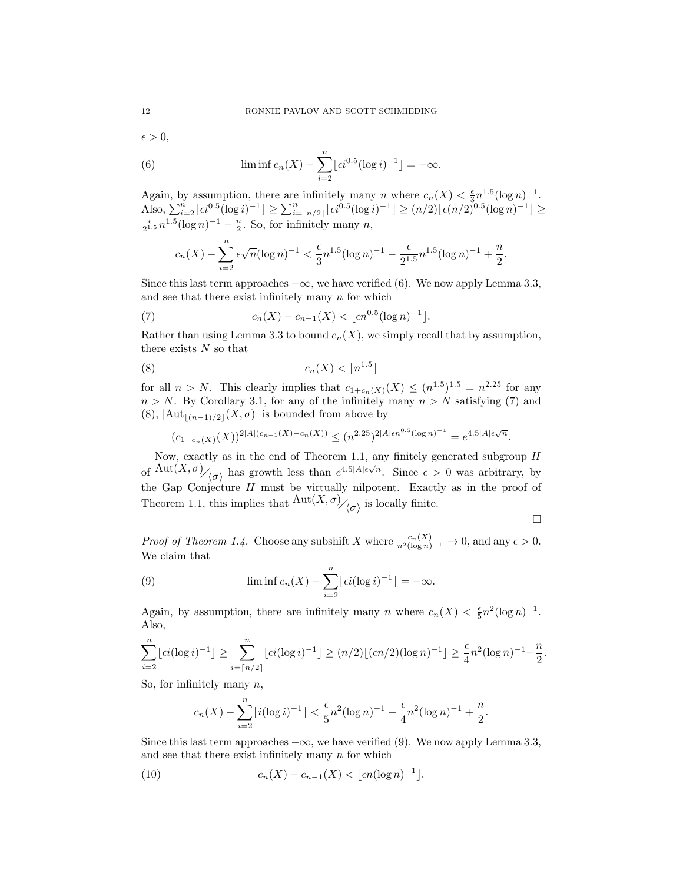$\epsilon > 0$,

$$\liminf c_n(X) - \sum_{i=2}^{n} \lfloor \epsilon i^{0.5} (\log i)^{-1} \rfloor = -\infty. \tag{6}$$

Again, by assumption, there are infinitely many $n$ where $c_n(X) < \frac{\epsilon}{3} n^{1.5} (\log n)^{-1}$. Also, $\sum_{i=2}^{n} \lfloor \epsilon i^{0.5} (\log i)^{-1} \rfloor \geq \sum_{i=\lceil n/2 \rceil}^{n} \lfloor \epsilon i^{0.5} (\log i)^{-1} \rfloor \geq (n/2) \lfloor \epsilon (n/2)^{0.5} (\log n)^{-1} \rfloor \geq \frac{\epsilon}{2^{1.5}} n^{1.5} (\log n)^{-1} - \frac{n}{2}$. So, for infinitely many $n$,

$$c_n(X) - \sum_{i=2}^{n} \epsilon \sqrt{n} (\log n)^{-1} < \frac{\epsilon}{3} n^{1.5} (\log n)^{-1} - \frac{\epsilon}{2^{1.5}} n^{1.5} (\log n)^{-1} + \frac{n}{2}.$$

Since this last term approaches $-\infty$, we have verified (6). We now apply Lemma 3.3, and see that there exist infinitely many $n$ for which

$$c_n(X) - c_{n-1}(X) < \lfloor \epsilon n^{0.5} (\log n)^{-1} \rfloor. \tag{7}$$

Rather than using Lemma 3.3 to bound $c_n(X)$, we simply recall that by assumption, there exists $N$ so that

$$c_n(X) < \lfloor n^{1.5} \rfloor \tag{8}$$

for all $n > N$. This clearly implies that $c_{1+c_n(X)}(X) \leq (n^{1.5})^{1.5} = n^{2.25}$ for any $n > N$. By Corollary 3.1, for any of the infinitely many $n > N$ satisfying (7) and (8), $|\mathrm{Aut}_{\lfloor (n-1)/2 \rfloor}(X, \sigma)|$ is bounded from above by

$$(c_{1+c_n(X)}(X))^{2|A|(c_{n+1}(X) - c_n(X))} \leq (n^{2.25})^{2|A| \epsilon n^{0.5} (\log n)^{-1}} = e^{4.5 |A| \epsilon \sqrt{n}}.$$

Now, exactly as in the end of Theorem 1.1, any finitely generated subgroup $H$ of $\mathrm{Aut}(X, \sigma) / \langle \sigma \rangle$ has growth less than $e^{4.5|A|\epsilon\sqrt{n}}$. Since $\epsilon > 0$ was arbitrary, by the Gap Conjecture $H$ must be virtually nilpotent. Exactly as in the proof of Theorem 1.1, this implies that $\mathrm{Aut}(X, \sigma) / \langle \sigma \rangle$ is locally finite.

∎

*Proof of Theorem 1.4.* Choose any subshift $X$ where $\frac{c_n(X)}{n^2 (\log n)^{-1}} \to 0$, and any $\epsilon > 0$. We claim that

$$\liminf c_n(X) - \sum_{i=2}^{n} \lfloor \epsilon i (\log i)^{-1} \rfloor = -\infty. \tag{9}$$

Again, by assumption, there are infinitely many $n$ where $c_n(X) < \frac{\epsilon}{5} n^2 (\log n)^{-1}$. Also,

$$\sum_{i=2}^{n} \lfloor \epsilon i (\log i)^{-1} \rfloor \geq \sum_{i=\lceil n/2 \rceil}^{n} \lfloor \epsilon i (\log i)^{-1} \rfloor \geq (n/2) \lfloor (\epsilon n/2) (\log n)^{-1} \rfloor \geq \frac{\epsilon}{4} n^2 (\log n)^{-1} - \frac{n}{2}.$$

So, for infinitely many $n$,

$$c_n(X) - \sum_{i=2}^{n} \lfloor i (\log i)^{-1} \rfloor < \frac{\epsilon}{5} n^2 (\log n)^{-1} - \frac{\epsilon}{4} n^2 (\log n)^{-1} + \frac{n}{2}.$$

Since this last term approaches $-\infty$, we have verified (9). We now apply Lemma 3.3, and see that there exist infinitely many $n$ for which

$$c_n(X) - c_{n-1}(X) < \lfloor \epsilon n (\log n)^{-1} \rfloor. \tag{10}$$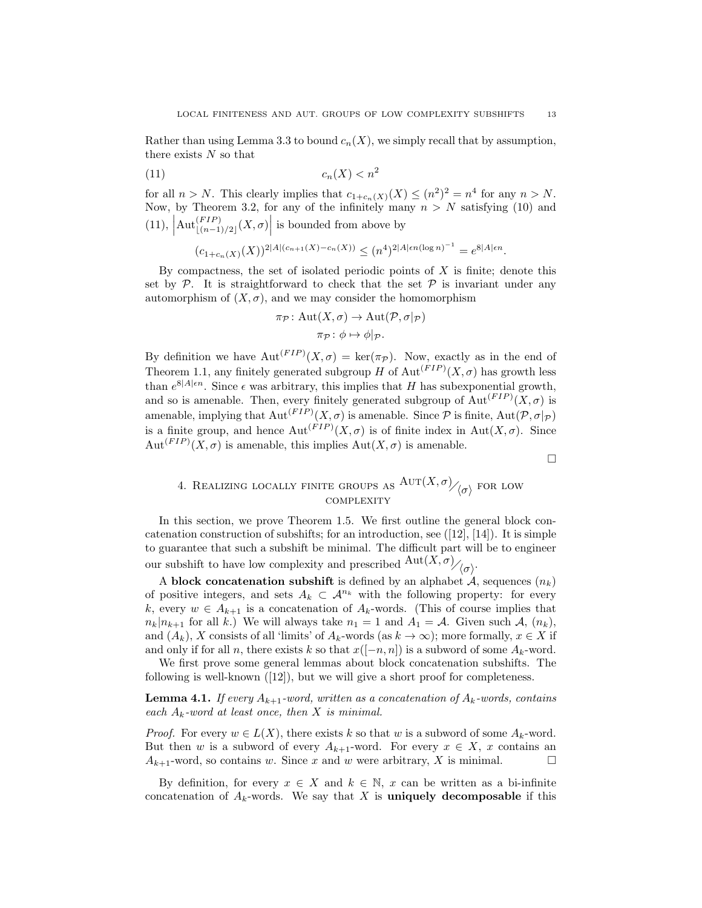Rather than using Lemma 3.3 to bound $c_n(X)$, we simply recall that by assumption, there exists $N$ so that

$$c_n(X) < n^2 \tag{11}$$

for all $n > N$. This clearly implies that $c_{1+c_n(X)}(X) \leq (n^2)^2 = n^4$ for any $n > N$. Now, by Theorem 3.2, for any of the infinitely many $n > N$ satisfying (10) and (11), $\left|\mathrm{Aut}^{(FIP)}_{\lfloor (n-1)/2 \rfloor}(X, \sigma)\right|$ is bounded from above by

$$(c_{1+c_n(X)}(X))^{2|A|(c_{n+1}(X) - c_n(X))} \leq (n^4)^{2|A|\epsilon n (\log n)^{-1}} = e^{8|A|\epsilon n}.$$

By compactness, the set of isolated periodic points of $X$ is finite; denote this set by $\mathcal{P}$. It is straightforward to check that the set $\mathcal{P}$ is invariant under any automorphism of $(X, \sigma)$, and we may consider the homomorphism

$$\pi_{\mathcal{P}} \colon \mathrm{Aut}(X, \sigma) \to \mathrm{Aut}(\mathcal{P}, \sigma|_{\mathcal{P}})$$
$$\pi_{\mathcal{P}} \colon \phi \mapsto \phi|_{\mathcal{P}}.$$

By definition we have $\mathrm{Aut}^{(FIP)}(X, \sigma) = \ker(\pi_{\mathcal{P}})$. Now, exactly as in the end of Theorem 1.1, any finitely generated subgroup $H$ of $\mathrm{Aut}^{(FIP)}(X, \sigma)$ has growth less than $e^{8|A|\epsilon n}$. Since $\epsilon$ was arbitrary, this implies that $H$ has subexponential growth, and so is amenable. Then, every finitely generated subgroup of $\mathrm{Aut}^{(FIP)}(X, \sigma)$ is amenable, implying that $\mathrm{Aut}^{(FIP)}(X, \sigma)$ is amenable. Since $\mathcal{P}$ is finite, $\mathrm{Aut}(\mathcal{P}, \sigma|_{\mathcal{P}})$ is a finite group, and hence $\mathrm{Aut}^{(FIP)}(X, \sigma)$ is of finite index in $\mathrm{Aut}(X, \sigma)$. Since $\mathrm{Aut}^{(FIP)}(X, \sigma)$ is amenable, this implies $\mathrm{Aut}(X, \sigma)$ is amenable. □

## 4. Realizing locally finite groups as $\mathrm{Aut}(X, \sigma)/\langle \sigma \rangle$ for low complexity

In this section, we prove Theorem 1.5. We first outline the general block concatenation construction of subshifts; for an introduction, see ([12], [14]). It is simple to guarantee that such a subshift be minimal. The difficult part will be to engineer our subshift to have low complexity and prescribed $\mathrm{Aut}(X, \sigma)/\langle \sigma \rangle$.

A **block concatenation subshift** is defined by an alphabet $\mathcal{A}$, sequences $(n_k)$ of positive integers, and sets $A_k \subset \mathcal{A}^{n_k}$ with the following property: for every $k$, every $w \in A_{k+1}$ is a concatenation of $A_k$-words. (This of course implies that $n_k | n_{k+1}$ for all $k$.) We will always take $n_1 = 1$ and $A_1 = \mathcal{A}$. Given such $\mathcal{A}$, $(n_k)$, and $(A_k)$, $X$ consists of all 'limits' of $A_k$-words (as $k \to \infty$); more formally, $x \in X$ if and only if for all $n$, there exists $k$ so that $x([-n, n])$ is a subword of some $A_k$-word.

We first prove some general lemmas about block concatenation subshifts. The following is well-known ([12]), but we will give a short proof for completeness.

**Lemma 4.1.** *If every $A_{k+1}$-word, written as a concatenation of $A_k$-words, contains each $A_k$-word at least once, then $X$ is minimal.*

*Proof.* For every $w \in L(X)$, there exists $k$ so that $w$ is a subword of some $A_k$-word. But then $w$ is a subword of every $A_{k+1}$-word. For every $x \in X$, $x$ contains an $A_{k+1}$-word, so contains $w$. Since $x$ and $w$ were arbitrary, $X$ is minimal. □

By definition, for every $x \in X$ and $k \in \mathbb{N}$, $x$ can be written as a bi-infinite concatenation of $A_k$-words. We say that $X$ is **uniquely decomposable** if this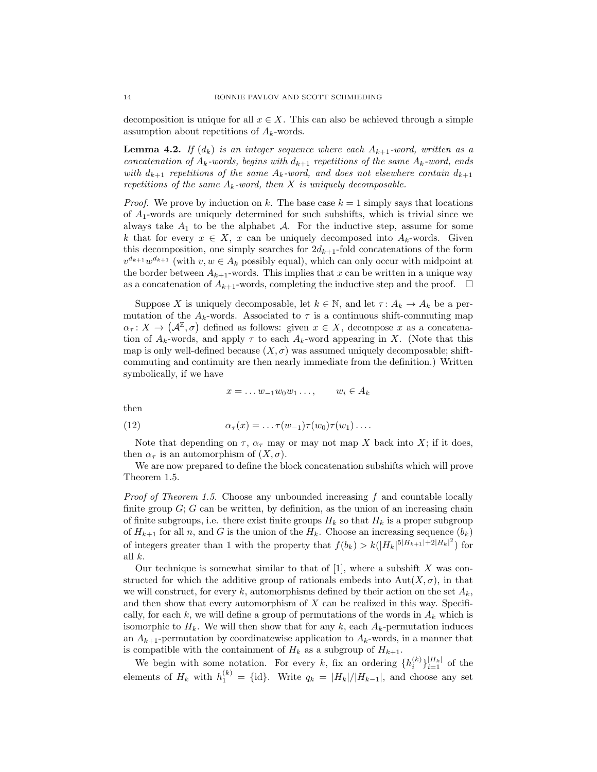decomposition is unique for all $x \in X$. This can also be achieved through a simple assumption about repetitions of $A_k$-words.

**Lemma 4.2.** *If $(d_k)$ is an integer sequence where each $A_{k+1}$-word, written as a concatenation of $A_k$-words, begins with $d_{k+1}$ repetitions of the same $A_k$-word, ends with $d_{k+1}$ repetitions of the same $A_k$-word, and does not elsewhere contain $d_{k+1}$ repetitions of the same $A_k$-word, then $X$ is uniquely decomposable.*

*Proof.* We prove by induction on $k$. The base case $k = 1$ simply says that locations of $A_1$-words are uniquely determined for such subshifts, which is trivial since we always take $A_1$ to be the alphabet $\mathcal{A}$. For the inductive step, assume for some $k$ that for every $x \in X$, $x$ can be uniquely decomposed into $A_k$-words. Given this decomposition, one simply searches for $2d_{k+1}$-fold concatenations of the form $v^{d_{k+1}} w^{d_{k+1}}$ (with $v, w \in A_k$ possibly equal), which can only occur with midpoint at the border between $A_{k+1}$-words. This implies that $x$ can be written in a unique way as a concatenation of $A_{k+1}$-words, completing the inductive step and the proof. $\square$

Suppose $X$ is uniquely decomposable, let $k \in \mathbb{N}$, and let $\tau \colon A_k \to A_k$ be a permutation of the $A_k$-words. Associated to $\tau$ is a continuous shift-commuting map $\alpha_\tau \colon X \to (\mathcal{A}^{\mathbb{Z}}, \sigma)$ defined as follows: given $x \in X$, decompose $x$ as a concatenation of $A_k$-words, and apply $\tau$ to each $A_k$-word appearing in $X$. (Note that this map is only well-defined because $(X, \sigma)$ was assumed uniquely decomposable; shift-commuting and continuity are then nearly immediate from the definition.) Written symbolically, if we have

$$x = \ldots w_{-1} w_0 w_1 \ldots, \qquad w_i \in A_k$$

then

$$\alpha_\tau(x) = \ldots \tau(w_{-1}) \tau(w_0) \tau(w_1) \ldots. \tag{12}$$

Note that depending on $\tau$, $\alpha_\tau$ may or may not map $X$ back into $X$; if it does, then $\alpha_\tau$ is an automorphism of $(X, \sigma)$.

We are now prepared to define the block concatenation subshifts which will prove Theorem 1.5.

*Proof of Theorem 1.5.* Choose any unbounded increasing $f$ and countable locally finite group $G$; $G$ can be written, by definition, as the union of an increasing chain of finite subgroups, i.e. there exist finite groups $H_k$ so that $H_k$ is a proper subgroup of $H_{k+1}$ for all $n$, and $G$ is the union of the $H_k$. Choose an increasing sequence $(b_k)$ of integers greater than 1 with the property that $f(b_k) > k(|H_k|^{5|H_{k+1}|+2|H_k|^2})$ for all $k$.

Our technique is somewhat similar to that of [1], where a subshift $X$ was constructed for which the additive group of rationals embeds into $\mathrm{Aut}(X, \sigma)$, in that we will construct, for every $k$, automorphisms defined by their action on the set $A_k$, and then show that every automorphism of $X$ can be realized in this way. Specifically, for each $k$, we will define a group of permutations of the words in $A_k$ which is isomorphic to $H_k$. We will then show that for any $k$, each $A_k$-permutation induces an $A_{k+1}$-permutation by coordinatewise application to $A_k$-words, in a manner that is compatible with the containment of $H_k$ as a subgroup of $H_{k+1}$.

We begin with some notation. For every $k$, fix an ordering $\{h_i^{(k)}\}_{i=1}^{|H_k|}$ of the elements of $H_k$ with $h_1^{(k)} = \{\mathrm{id}\}$. Write $q_k = |H_k|/|H_{k-1}|$, and choose any set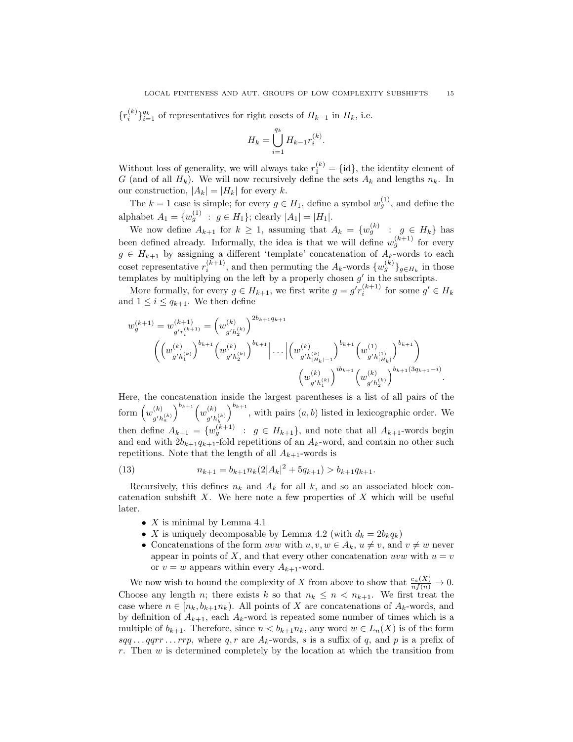$\{r_i^{(k)}\}_{i=1}^{q_k}$ of representatives for right cosets of $H_{k-1}$ in $H_k$, i.e.

$$H_k = \bigcup_{i=1}^{q_k} H_{k-1} r_i^{(k)}.$$

Without loss of generality, we will always take $r_1^{(k)} = \{\mathrm{id}\}$, the identity element of $G$ (and of all $H_k$). We will now recursively define the sets $A_k$ and lengths $n_k$. In our construction, $|A_k| = |H_k|$ for every $k$.

The $k = 1$ case is simple; for every $g \in H_1$, define a symbol $w_g^{(1)}$, and define the alphabet $A_1 = \{w_g^{(1)} \; : \; g \in H_1\}$; clearly $|A_1| = |H_1|$.

We now define $A_{k+1}$ for $k \geq 1$, assuming that $A_k = \{w_g^{(k)} \; : \; g \in H_k\}$ has been defined already. Informally, the idea is that we will define $w_g^{(k+1)}$ for every $g \in H_{k+1}$ by assigning a different 'template' concatenation of $A_k$-words to each coset representative $r_i^{(k+1)}$, and then permuting the $A_k$-words $\{w_g^{(k)}\}_{g \in H_k}$ in those templates by multiplying on the left by a properly chosen $g'$ in the subscripts.

More formally, for every $g \in H_{k+1}$, we first write $g = g' r_i^{(k+1)}$ for some $g' \in H_k$ and $1 \leq i \leq q_{k+1}$. We then define

$$w_g^{(k+1)} = w_{g' r_i^{(k+1)}}^{(k+1)} = \left(w_{g' h_2^{(k)}}^{(k)}\right)^{2b_{k+1}q_{k+1}}$$
$$\left(\left(w_{g' h_1^{(k)}}^{(k)}\right)^{b_{k+1}} \left(w_{g' h_2^{(k)}}^{(k)}\right)^{b_{k+1}} \Big| \ldots \Big| \left(w_{g' h_{|H_k|-1}^{(k)}}^{(k)}\right)^{b_{k+1}} \left(w_{g' h_{|H_k|}^{(1)}}^{(1)}\right)^{b_{k+1}}\right)$$
$$\left(w_{g' h_1^{(k)}}^{(k)}\right)^{ib_{k+1}} \left(w_{g' h_2^{(k)}}^{(k)}\right)^{b_{k+1}(3q_{k+1}-i)}.$$

Here, the concatenation inside the largest parentheses is a list of all pairs of the form $\left(w_{g' h_a^{(k)}}^{(k)}\right)^{b_{k+1}} \left(w_{g' h_b^{(k)}}^{(k)}\right)^{b_{k+1}}$, with pairs $(a, b)$ listed in lexicographic order. We then define $A_{k+1} = \{w_g^{(k+1)} \; : \; g \in H_{k+1}\}$, and note that all $A_{k+1}$-words begin and end with $2b_{k+1}q_{k+1}$-fold repetitions of an $A_k$-word, and contain no other such repetitions. Note that the length of all $A_{k+1}$-words is

$$n_{k+1} = b_{k+1} n_k (2|A_k|^2 + 5q_{k+1}) > b_{k+1} q_{k+1}. \tag{13}$$

Recursively, this defines $n_k$ and $A_k$ for all $k$, and so an associated block concatenation subshift $X$. We here note a few properties of $X$ which will be useful later.

- $X$ is minimal by Lemma 4.1
- $X$ is uniquely decomposable by Lemma 4.2 (with $d_k = 2b_k q_k$)
- Concatenations of the form $uvw$ with $u, v, w \in A_k$, $u \neq v$, and $v \neq w$ never appear in points of $X$, and that every other concatenation $uvw$ with $u = v$ or $v = w$ appears within every $A_{k+1}$-word.

We now wish to bound the complexity of $X$ from above to show that $\frac{c_n(X)}{nf(n)} \to 0$. Choose any length $n$; there exists $k$ so that $n_k \leq n < n_{k+1}$. We first treat the case where $n \in [n_k, b_{k+1} n_k)$. All points of $X$ are concatenations of $A_k$-words, and by definition of $A_{k+1}$, each $A_k$-word is repeated some number of times which is a multiple of $b_{k+1}$. Therefore, since $n < b_{k+1} n_k$, any word $w \in L_n(X)$ is of the form $sqq \ldots qqrr \ldots rrp$, where $q, r$ are $A_k$-words, $s$ is a suffix of $q$, and $p$ is a prefix of $r$. Then $w$ is determined completely by the location at which the transition from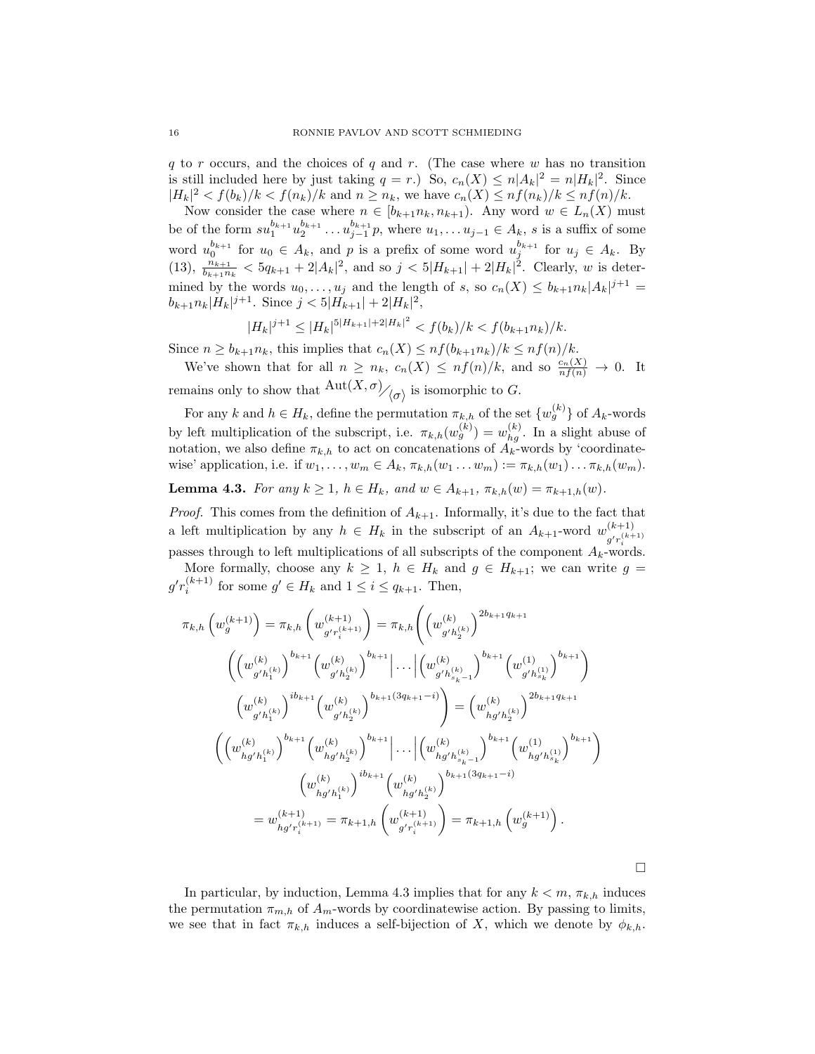$q$ to $r$ occurs, and the choices of $q$ and $r$. (The case where $w$ has no transition is still included here by just taking $q = r$.) So, $c_n(X) \leq n|A_k|^2 = n|H_k|^2$. Since $|H_k|^2 < f(b_k)/k < f(n_k)/k$ and $n \geq n_k$, we have $c_n(X) \leq nf(n_k)/k \leq nf(n)/k$.

Now consider the case where $n \in [b_{k+1}n_k, n_{k+1})$. Any word $w \in L_n(X)$ must be of the form $su_1^{b_{k+1}}u_2^{b_{k+1}} \dots u_{j-1}^{b_{k+1}}p$, where $u_1, \dots u_{j-1} \in A_k$, $s$ is a suffix of some word $u_0^{b_{k+1}}$ for $u_0 \in A_k$, and $p$ is a prefix of some word $u_j^{b_{k+1}}$ for $u_j \in A_k$. By (13), $\frac{n_{k+1}}{b_{k+1}n_k} < 5q_{k+1} + 2|A_k|^2$, and so $j < 5|H_{k+1}| + 2|H_k|^2$. Clearly, $w$ is determined by the words $u_0, \dots, u_j$ and the length of $s$, so $c_n(X) \leq b_{k+1}n_k|A_k|^{j+1} = b_{k+1}n_k|H_k|^{j+1}$. Since $j < 5|H_{k+1}| + 2|H_k|^2$,

$$|H_k|^{j+1} \leq |H_k|^{5|H_{k+1}|+2|H_k|^2} < f(b_k)/k < f(b_{k+1}n_k)/k.$$

Since $n \geq b_{k+1}n_k$, this implies that $c_n(X) \leq nf(b_{k+1}n_k)/k \leq nf(n)/k$.

We've shown that for all $n \geq n_k$, $c_n(X) \leq nf(n)/k$, and so $\frac{c_n(X)}{nf(n)} \to 0$. It remains only to show that $\mathrm{Aut}(X,\sigma)/\langle\sigma\rangle$ is isomorphic to $G$.

For any $k$ and $h \in H_k$, define the permutation $\pi_{k,h}$ of the set $\{w_g^{(k)}\}$ of $A_k$-words by left multiplication of the subscript, i.e. $\pi_{k,h}(w_g^{(k)}) = w_{hg}^{(k)}$. In a slight abuse of notation, we also define $\pi_{k,h}$ to act on concatenations of $A_k$-words by 'coordinatewise' application, i.e. if $w_1, \dots, w_m \in A_k$, $\pi_{k,h}(w_1 \dots w_m) := \pi_{k,h}(w_1) \dots \pi_{k,h}(w_m)$.

**Lemma 4.3.** *For any $k \geq 1$, $h \in H_k$, and $w \in A_{k+1}$, $\pi_{k,h}(w) = \pi_{k+1,h}(w)$.*

*Proof.* This comes from the definition of $A_{k+1}$. Informally, it's due to the fact that a left multiplication by any $h \in H_k$ in the subscript of an $A_{k+1}$-word $w_{g'r_i^{(k+1)}}^{(k+1)}$ passes through to left multiplications of all subscripts of the component $A_k$-words.

More formally, choose any $k \geq 1$, $h \in H_k$ and $g \in H_{k+1}$; we can write $g = g'r_i^{(k+1)}$ for some $g' \in H_k$ and $1 \leq i \leq q_{k+1}$. Then,

$$\pi_{k,h}\left(w_g^{(k+1)}\right) = \pi_{k,h}\left(w_{g'r_i^{(k+1)}}^{(k+1)}\right) = \pi_{k,h}\Bigg(\left(w_{g'h_2^{(k)}}^{(k)}\right)^{2b_{k+1}q_{k+1}}$$
$$\left(\left(w_{g'h_1^{(k)}}^{(k)}\right)^{b_{k+1}}\left(w_{g'h_2^{(k)}}^{(k)}\right)^{b_{k+1}}\Big|\dots\Big|\left(w_{g'h_{s_k-1}^{(k)}}^{(k)}\right)^{b_{k+1}}\left(w_{g'h_{s_k}^{(1)}}^{(1)}\right)^{b_{k+1}}\right)$$
$$\left(w_{g'h_1^{(k)}}^{(k)}\right)^{ib_{k+1}}\left(w_{g'h_2^{(k)}}^{(k)}\right)^{b_{k+1}(3q_{k+1}-i)}\Bigg) = \left(w_{hg'h_2^{(k)}}^{(k)}\right)^{2b_{k+1}q_{k+1}}$$
$$\left(\left(w_{hg'h_1^{(k)}}^{(k)}\right)^{b_{k+1}}\left(w_{hg'h_2^{(k)}}^{(k)}\right)^{b_{k+1}}\Big|\dots\Big|\left(w_{hg'h_{s_k-1}^{(k)}}^{(k)}\right)^{b_{k+1}}\left(w_{hg'h_{s_k}^{(1)}}^{(1)}\right)^{b_{k+1}}\right)$$
$$\left(w_{hg'h_1^{(k)}}^{(k)}\right)^{ib_{k+1}}\left(w_{hg'h_2^{(k)}}^{(k)}\right)^{b_{k+1}(3q_{k+1}-i)}$$
$$= w_{hg'r_i^{(k+1)}}^{(k+1)} = \pi_{k+1,h}\left(w_{g'r_i^{(k+1)}}^{(k+1)}\right) = \pi_{k+1,h}\left(w_g^{(k+1)}\right).$$

□

In particular, by induction, Lemma 4.3 implies that for any $k < m$, $\pi_{k,h}$ induces the permutation $\pi_{m,h}$ of $A_m$-words by coordinatewise action. By passing to limits, we see that in fact $\pi_{k,h}$ induces a self-bijection of $X$, which we denote by $\phi_{k,h}$.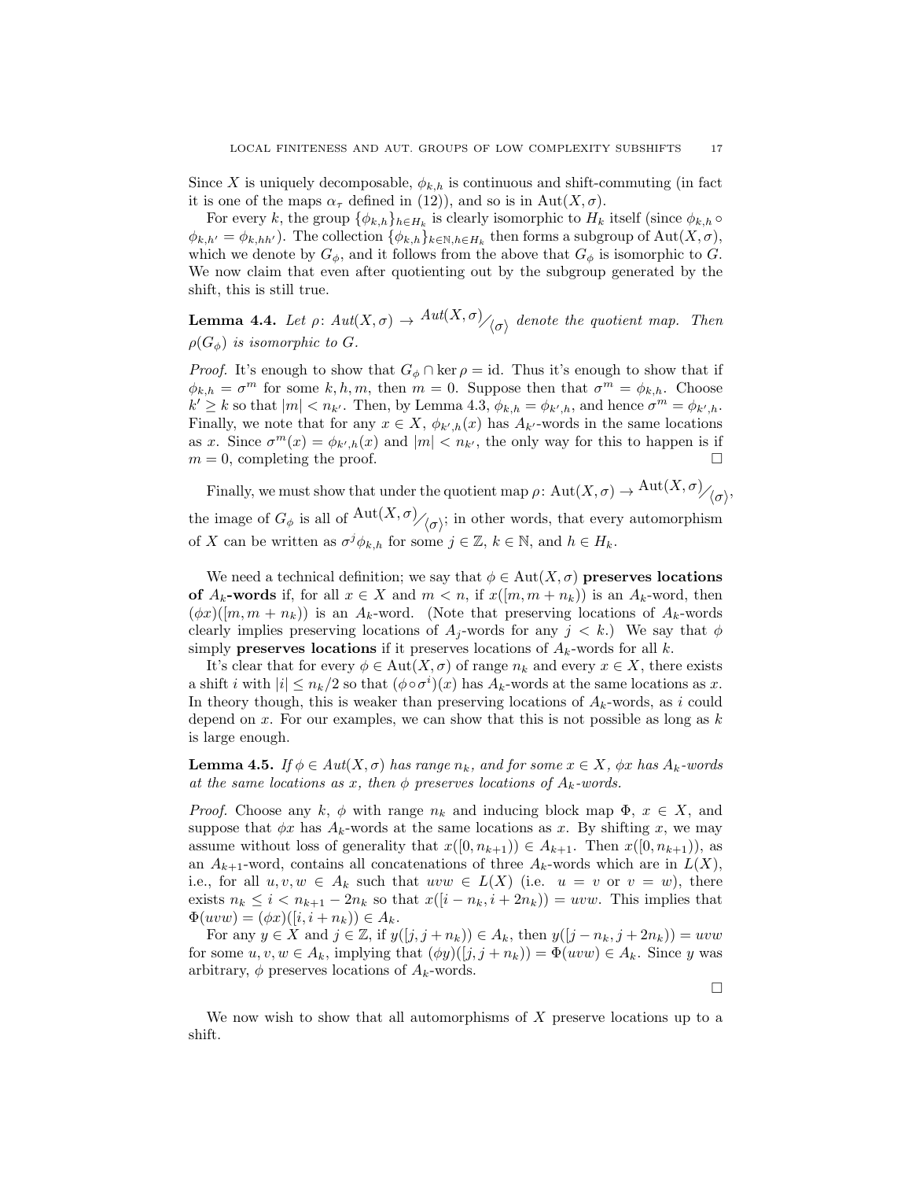Since $X$ is uniquely decomposable, $\phi_{k,h}$ is continuous and shift-commuting (in fact it is one of the maps $\alpha_\tau$ defined in (12)), and so is in $\mathrm{Aut}(X, \sigma)$.

For every $k$, the group $\{\phi_{k,h}\}_{h \in H_k}$ is clearly isomorphic to $H_k$ itself (since $\phi_{k,h} \circ \phi_{k,h'} = \phi_{k,hh'}$). The collection $\{\phi_{k,h}\}_{k \in \mathbb{N}, h \in H_k}$ then forms a subgroup of $\mathrm{Aut}(X, \sigma)$, which we denote by $G_\phi$, and it follows from the above that $G_\phi$ is isomorphic to $G$. We now claim that even after quotienting out by the subgroup generated by the shift, this is still true.

**Lemma 4.4.** *Let* $\rho\colon Aut(X, \sigma) \to Aut(X, \sigma)/\langle \sigma \rangle$ *denote the quotient map. Then* $\rho(G_\phi)$ *is isomorphic to* $G$.

*Proof.* It's enough to show that $G_\phi \cap \ker \rho = \mathrm{id}$. Thus it's enough to show that if $\phi_{k,h} = \sigma^m$ for some $k, h, m$, then $m = 0$. Suppose then that $\sigma^m = \phi_{k,h}$. Choose $k' \geq k$ so that $|m| < n_{k'}$. Then, by Lemma 4.3, $\phi_{k,h} = \phi_{k',h}$, and hence $\sigma^m = \phi_{k',h}$. Finally, we note that for any $x \in X$, $\phi_{k',h}(x)$ has $A_{k'}$-words in the same locations as $x$. Since $\sigma^m(x) = \phi_{k',h}(x)$ and $|m| < n_{k'}$, the only way for this to happen is if $m = 0$, completing the proof. $\square$

Finally, we must show that under the quotient map $\rho\colon \mathrm{Aut}(X, \sigma) \to \mathrm{Aut}(X, \sigma)/\langle \sigma \rangle$, the image of $G_\phi$ is all of $\mathrm{Aut}(X, \sigma)/\langle \sigma \rangle$; in other words, that every automorphism of $X$ can be written as $\sigma^j \phi_{k,h}$ for some $j \in \mathbb{Z}$, $k \in \mathbb{N}$, and $h \in H_k$.

We need a technical definition; we say that $\phi \in \mathrm{Aut}(X, \sigma)$ **preserves locations of $A_k$-words** if, for all $x \in X$ and $m < n$, if $x([m, m + n_k))$ is an $A_k$-word, then $(\phi x)([m, m + n_k))$ is an $A_k$-word. (Note that preserving locations of $A_k$-words clearly implies preserving locations of $A_j$-words for any $j < k$.) We say that $\phi$ simply **preserves locations** if it preserves locations of $A_k$-words for all $k$.

It's clear that for every $\phi \in \mathrm{Aut}(X, \sigma)$ of range $n_k$ and every $x \in X$, there exists a shift $i$ with $|i| \leq n_k/2$ so that $(\phi \circ \sigma^i)(x)$ has $A_k$-words at the same locations as $x$. In theory though, this is weaker than preserving locations of $A_k$-words, as $i$ could depend on $x$. For our examples, we can show that this is not possible as long as $k$ is large enough.

**Lemma 4.5.** *If* $\phi \in Aut(X, \sigma)$ *has range* $n_k$*, and for some* $x \in X$*,* $\phi x$ *has* $A_k$*-words at the same locations as* $x$*, then* $\phi$ *preserves locations of* $A_k$*-words.*

*Proof.* Choose any $k$, $\phi$ with range $n_k$ and inducing block map $\Phi$, $x \in X$, and suppose that $\phi x$ has $A_k$-words at the same locations as $x$. By shifting $x$, we may assume without loss of generality that $x([0, n_{k+1})) \in A_{k+1}$. Then $x([0, n_{k+1}))$, as an $A_{k+1}$-word, contains all concatenations of three $A_k$-words which are in $L(X)$, i.e., for all $u, v, w \in A_k$ such that $uvw \in L(X)$ (i.e. $u = v$ or $v = w$), there exists $n_k \leq i < n_{k+1} - 2n_k$ so that $x([i - n_k, i + 2n_k)) = uvw$. This implies that $\Phi(uvw) = (\phi x)([i, i + n_k)) \in A_k$.

For any $y \in X$ and $j \in \mathbb{Z}$, if $y([j, j + n_k)) \in A_k$, then $y([j - n_k, j + 2n_k)) = uvw$ for some $u, v, w \in A_k$, implying that $(\phi y)([j, j + n_k)) = \Phi(uvw) \in A_k$. Since $y$ was arbitrary, $\phi$ preserves locations of $A_k$-words.

$\square$

We now wish to show that all automorphisms of $X$ preserve locations up to a shift.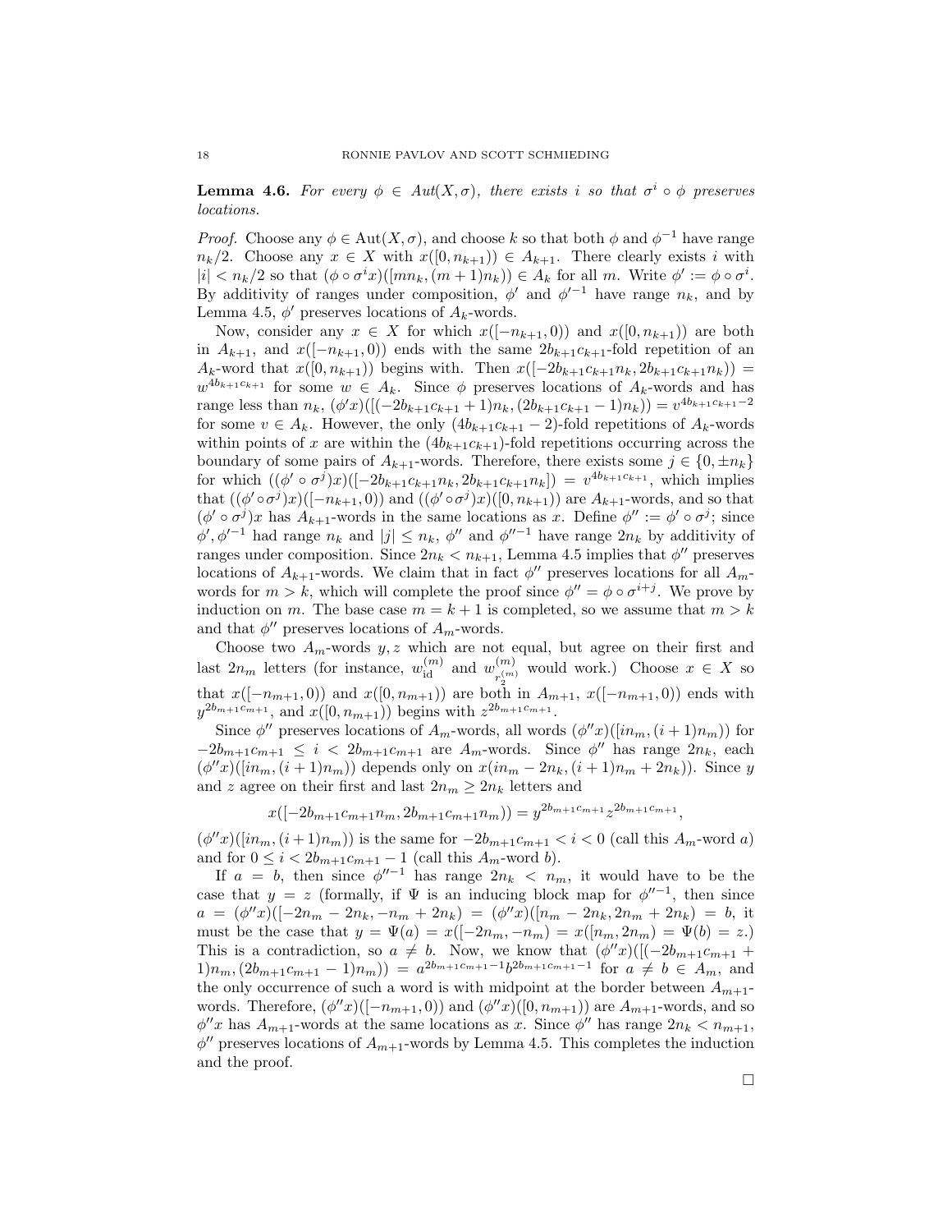**Lemma 4.6.** *For every $\phi \in Aut(X, \sigma)$, there exists $i$ so that $\sigma^i \circ \phi$ preserves locations.*

*Proof.* Choose any $\phi \in \text{Aut}(X, \sigma)$, and choose $k$ so that both $\phi$ and $\phi^{-1}$ have range $n_k/2$. Choose any $x \in X$ with $x([0, n_{k+1})) \in A_{k+1}$. There clearly exists $i$ with $|i| < n_k/2$ so that $(\phi \circ \sigma^i x)([mn_k, (m+1)n_k)) \in A_k$ for all $m$. Write $\phi' := \phi \circ \sigma^i$. By additivity of ranges under composition, $\phi'$ and $\phi'^{-1}$ have range $n_k$, and by Lemma 4.5, $\phi'$ preserves locations of $A_k$-words.

Now, consider any $x \in X$ for which $x([-n_{k+1}, 0))$ and $x([0, n_{k+1}))$ are both in $A_{k+1}$, and $x([-n_{k+1}, 0))$ ends with the same $2b_{k+1}c_{k+1}$-fold repetition of an $A_k$-word that $x([0, n_{k+1}))$ begins with. Then $x([-2b_{k+1}c_{k+1}n_k, 2b_{k+1}c_{k+1}n_k)) = w^{4b_{k+1}c_{k+1}}$ for some $w \in A_k$. Since $\phi$ preserves locations of $A_k$-words and has range less than $n_k$, $(\phi' x)([(-2b_{k+1}c_{k+1} + 1)n_k, (2b_{k+1}c_{k+1} - 1)n_k)) = v^{4b_{k+1}c_{k+1}-2}$ for some $v \in A_k$. However, the only $(4b_{k+1}c_{k+1} - 2)$-fold repetitions of $A_k$-words within points of $x$ are within the $(4b_{k+1}c_{k+1})$-fold repetitions occurring across the boundary of some pairs of $A_{k+1}$-words. Therefore, there exists some $j \in \{0, \pm n_k\}$ for which $((\phi' \circ \sigma^j)x)([-2b_{k+1}c_{k+1}n_k, 2b_{k+1}c_{k+1}n_k]) = v^{4b_{k+1}c_{k+1}}$, which implies that $((\phi' \circ \sigma^j)x)([-n_{k+1}, 0))$ and $((\phi' \circ \sigma^j)x)([0, n_{k+1}))$ are $A_{k+1}$-words, and so that $(\phi' \circ \sigma^j)x$ has $A_{k+1}$-words in the same locations as $x$. Define $\phi'' := \phi' \circ \sigma^j$; since $\phi', \phi'^{-1}$ had range $n_k$ and $|j| \leq n_k$, $\phi''$ and $\phi''^{-1}$ have range $2n_k$ by additivity of ranges under composition. Since $2n_k < n_{k+1}$, Lemma 4.5 implies that $\phi''$ preserves locations of $A_{k+1}$-words. We claim that in fact $\phi''$ preserves locations for all $A_m$-words for $m > k$, which will complete the proof since $\phi'' = \phi \circ \sigma^{i+j}$. We prove by induction on $m$. The base case $m = k+1$ is completed, so we assume that $m > k$ and that $\phi''$ preserves locations of $A_m$-words.

Choose two $A_m$-words $y, z$ which are not equal, but agree on their first and last $2n_m$ letters (for instance, $w^{(m)}_{\text{id}}$ and $w^{(m)}_{r_2^{(m)}}$ would work.) Choose $x \in X$ so that $x([-n_{m+1}, 0))$ and $x([0, n_{m+1}))$ are both in $A_{m+1}$, $x([-n_{m+1}, 0))$ ends with $y^{2b_{m+1}c_{m+1}}$, and $x([0, n_{m+1}))$ begins with $z^{2b_{m+1}c_{m+1}}$.

Since $\phi''$ preserves locations of $A_m$-words, all words $(\phi'' x)([in_m, (i+1)n_m))$ for $-2b_{m+1}c_{m+1} \leq i < 2b_{m+1}c_{m+1}$ are $A_m$-words. Since $\phi''$ has range $2n_k$, each $(\phi'' x)([in_m, (i+1)n_m))$ depends only on $x(in_m - 2n_k, (i+1)n_m + 2n_k))$. Since $y$ and $z$ agree on their first and last $2n_m \geq 2n_k$ letters and

$$x([-2b_{m+1}c_{m+1}n_m, 2b_{m+1}c_{m+1}n_m)) = y^{2b_{m+1}c_{m+1}} z^{2b_{m+1}c_{m+1}},$$

$(\phi'' x)([in_m, (i+1)n_m))$ is the same for $-2b_{m+1}c_{m+1} < i < 0$ (call this $A_m$-word $a$) and for $0 \leq i < 2b_{m+1}c_{m+1} - 1$ (call this $A_m$-word $b$).

If $a = b$, then since $\phi''^{-1}$ has range $2n_k < n_m$, it would have to be the case that $y = z$ (formally, if $\Psi$ is an inducing block map for $\phi''^{-1}$, then since $a = (\phi'' x)([-2n_m - 2n_k, -n_m + 2n_k) = (\phi'' x)([n_m - 2n_k, 2n_m + 2n_k) = b$, it must be the case that $y = \Psi(a) = x([-2n_m, -n_m) = x([n_m, 2n_m) = \Psi(b) = z$.) This is a contradiction, so $a \neq b$. Now, we know that $(\phi'' x)([(-2b_{m+1}c_{m+1} + 1)n_m, (2b_{m+1}c_{m+1} - 1)n_m)) = a^{2b_{m+1}c_{m+1}-1} b^{2b_{m+1}c_{m+1}-1}$ for $a \neq b \in A_m$, and the only occurrence of such a word is with midpoint at the border between $A_{m+1}$-words. Therefore, $(\phi'' x)([-n_{m+1}, 0))$ and $(\phi'' x)([0, n_{m+1}))$ are $A_{m+1}$-words, and so $\phi'' x$ has $A_{m+1}$-words at the same locations as $x$. Since $\phi''$ has range $2n_k < n_{m+1}$, $\phi''$ preserves locations of $A_{m+1}$-words by Lemma 4.5. This completes the induction and the proof.

□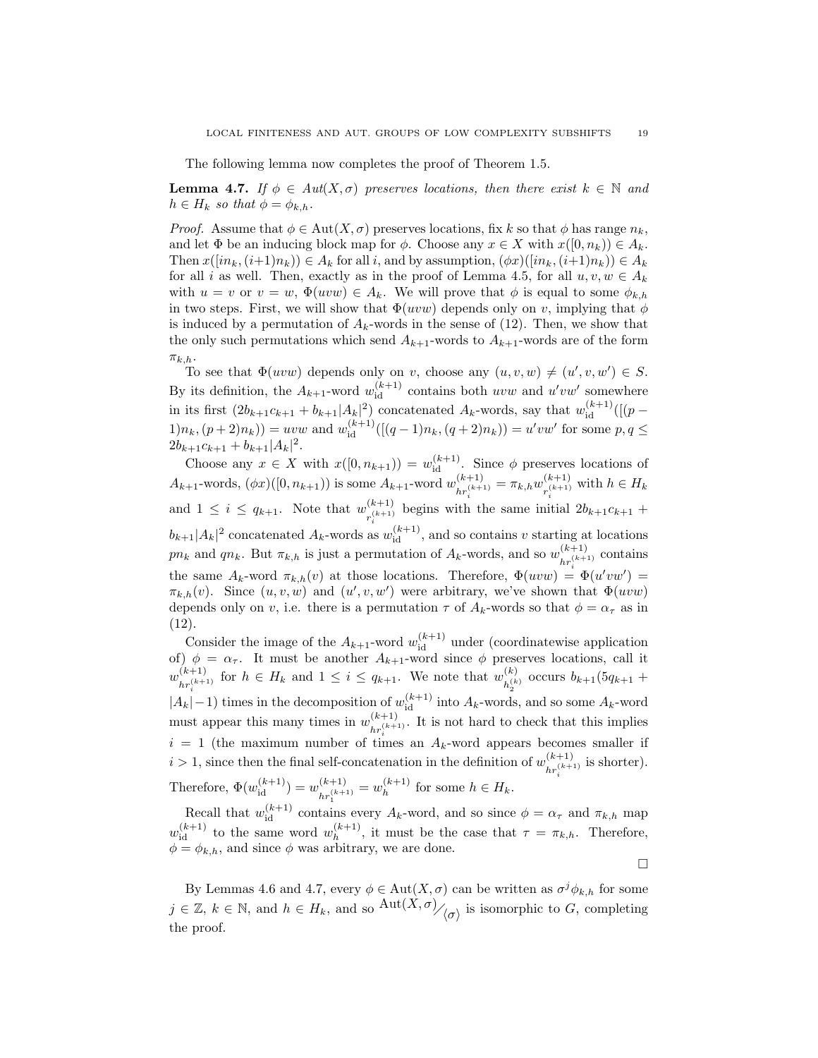The following lemma now completes the proof of Theorem 1.5.

**Lemma 4.7.** *If $\phi \in Aut(X, \sigma)$ preserves locations, then there exist $k \in \mathbb{N}$ and $h \in H_k$ so that $\phi = \phi_{k,h}$.*

*Proof.* Assume that $\phi \in \mathrm{Aut}(X, \sigma)$ preserves locations, fix $k$ so that $\phi$ has range $n_k$, and let $\Phi$ be an inducing block map for $\phi$. Choose any $x \in X$ with $x([0, n_k)) \in A_k$. Then $x([in_k, (i+1)n_k)) \in A_k$ for all $i$, and by assumption, $(\phi x)([in_k, (i+1)n_k)) \in A_k$ for all $i$ as well. Then, exactly as in the proof of Lemma 4.5, for all $u, v, w \in A_k$ with $u = v$ or $v = w$, $\Phi(uvw) \in A_k$. We will prove that $\phi$ is equal to some $\phi_{k,h}$ in two steps. First, we will show that $\Phi(uvw)$ depends only on $v$, implying that $\phi$ is induced by a permutation of $A_k$-words in the sense of (12). Then, we show that the only such permutations which send $A_{k+1}$-words to $A_{k+1}$-words are of the form $\pi_{k,h}$.

To see that $\Phi(uvw)$ depends only on $v$, choose any $(u, v, w) \neq (u', v, w') \in S$. By its definition, the $A_{k+1}$-word $w_{\mathrm{id}}^{(k+1)}$ contains both $uvw$ and $u'vw'$ somewhere in its first $(2b_{k+1}c_{k+1} + b_{k+1}|A_k|^2)$ concatenated $A_k$-words, say that $w_{\mathrm{id}}^{(k+1)}([(p-1)n_k, (p+2)n_k)) = uvw$ and $w_{\mathrm{id}}^{(k+1)}([(q-1)n_k, (q+2)n_k)) = u'vw'$ for some $p, q \leq 2b_{k+1}c_{k+1} + b_{k+1}|A_k|^2$.

Choose any $x \in X$ with $x([0, n_{k+1})) = w_{\mathrm{id}}^{(k+1)}$. Since $\phi$ preserves locations of $A_{k+1}$-words, $(\phi x)([0, n_{k+1}))$ is some $A_{k+1}$-word $w_{hr_i^{(k+1)}}^{(k+1)} = \pi_{k,h} w_{r_i^{(k+1)}}^{(k+1)}$ with $h \in H_k$ and $1 \leq i \leq q_{k+1}$. Note that $w_{r_i^{(k+1)}}^{(k+1)}$ begins with the same initial $2b_{k+1}c_{k+1} + b_{k+1}|A_k|^2$ concatenated $A_k$-words as $w_{\mathrm{id}}^{(k+1)}$, and so contains $v$ starting at locations $pn_k$ and $qn_k$. But $\pi_{k,h}$ is just a permutation of $A_k$-words, and so $w_{hr_i^{(k+1)}}^{(k+1)}$ contains the same $A_k$-word $\pi_{k,h}(v)$ at those locations. Therefore, $\Phi(uvw) = \Phi(u'vw') = \pi_{k,h}(v)$. Since $(u, v, w)$ and $(u', v, w')$ were arbitrary, we've shown that $\Phi(uvw)$ depends only on $v$, i.e. there is a permutation $\tau$ of $A_k$-words so that $\phi = \alpha_\tau$ as in (12).

Consider the image of the $A_{k+1}$-word $w_{\mathrm{id}}^{(k+1)}$ under (coordinatewise application of) $\phi = \alpha_\tau$. It must be another $A_{k+1}$-word since $\phi$ preserves locations, call it $w_{hr_i^{(k+1)}}^{(k+1)}$ for $h \in H_k$ and $1 \leq i \leq q_{k+1}$. We note that $w_{h_2^{(k)}}^{(k)}$ occurs $b_{k+1}(5q_{k+1} + |A_k| - 1)$ times in the decomposition of $w_{\mathrm{id}}^{(k+1)}$ into $A_k$-words, and so some $A_k$-word must appear this many times in $w_{hr_i^{(k+1)}}^{(k+1)}$. It is not hard to check that this implies $i = 1$ (the maximum number of times an $A_k$-word appears becomes smaller if $i > 1$, since then the final self-concatenation in the definition of $w_{hr_i^{(k+1)}}^{(k+1)}$ is shorter). Therefore, $\Phi(w_{\mathrm{id}}^{(k+1)}) = w_{hr_1^{(k+1)}}^{(k+1)} = w_h^{(k+1)}$ for some $h \in H_k$.

Recall that $w_{\mathrm{id}}^{(k+1)}$ contains every $A_k$-word, and so since $\phi = \alpha_\tau$ and $\pi_{k,h}$ map $w_{\mathrm{id}}^{(k+1)}$ to the same word $w_h^{(k+1)}$, it must be the case that $\tau = \pi_{k,h}$. Therefore, $\phi = \phi_{k,h}$, and since $\phi$ was arbitrary, we are done.

∎

By Lemmas 4.6 and 4.7, every $\phi \in \mathrm{Aut}(X, \sigma)$ can be written as $\sigma^j \phi_{k,h}$ for some $j \in \mathbb{Z}$, $k \in \mathbb{N}$, and $h \in H_k$, and so $\mathrm{Aut}(X, \sigma)/\langle \sigma \rangle$ is isomorphic to $G$, completing the proof.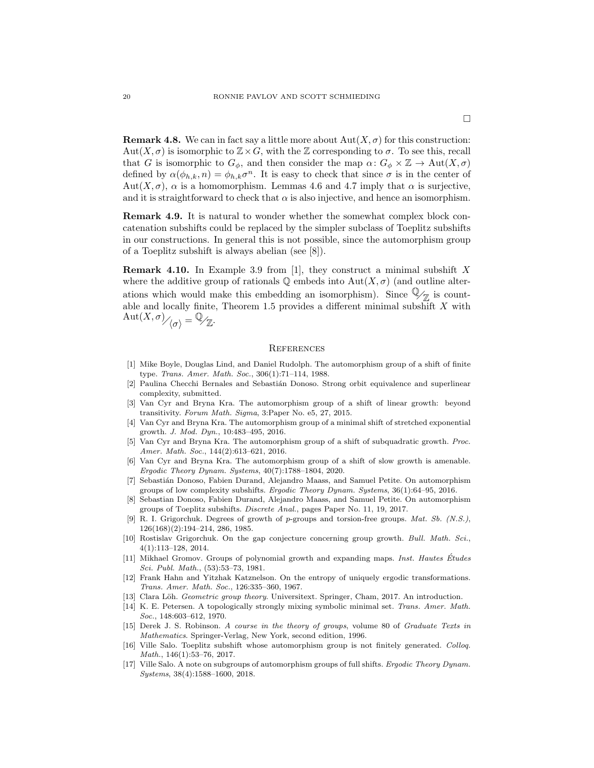□

**Remark 4.8.** We can in fact say a little more about $\mathrm{Aut}(X, \sigma)$ for this construction: $\mathrm{Aut}(X, \sigma)$ is isomorphic to $\mathbb{Z} \times G$, with the $\mathbb{Z}$ corresponding to $\sigma$. To see this, recall that $G$ is isomorphic to $G_\phi$, and then consider the map $\alpha \colon G_\phi \times \mathbb{Z} \to \mathrm{Aut}(X, \sigma)$ defined by $\alpha(\phi_{h,k}, n) = \phi_{h,k}\sigma^n$. It is easy to check that since $\sigma$ is in the center of $\mathrm{Aut}(X, \sigma)$, $\alpha$ is a homomorphism. Lemmas 4.6 and 4.7 imply that $\alpha$ is surjective, and it is straightforward to check that $\alpha$ is also injective, and hence an isomorphism.

**Remark 4.9.** It is natural to wonder whether the somewhat complex block concatenation subshifts could be replaced by the simpler subclass of Toeplitz subshifts in our constructions. In general this is not possible, since the automorphism group of a Toeplitz subshift is always abelian (see [8]).

**Remark 4.10.** In Example 3.9 from [1], they construct a minimal subshift $X$ where the additive group of rationals $\mathbb{Q}$ embeds into $\mathrm{Aut}(X, \sigma)$ (and outline alterations which would make this embedding an isomorphism). Since $\mathbb{Q}/\mathbb{Z}$ is countable and locally finite, Theorem 1.5 provides a different minimal subshift $X$ with $\mathrm{Aut}(X, \sigma)/\langle \sigma \rangle = \mathbb{Q}/\mathbb{Z}$.

## References

[1] Mike Boyle, Douglas Lind, and Daniel Rudolph. The automorphism group of a shift of finite type. *Trans. Amer. Math. Soc.*, 306(1):71–114, 1988.

[2] Paulina Checchi Bernales and Sebastián Donoso. Strong orbit equivalence and superlinear complexity, submitted.

[3] Van Cyr and Bryna Kra. The automorphism group of a shift of linear growth: beyond transitivity. *Forum Math. Sigma*, 3:Paper No. e5, 27, 2015.

[4] Van Cyr and Bryna Kra. The automorphism group of a minimal shift of stretched exponential growth. *J. Mod. Dyn.*, 10:483–495, 2016.

[5] Van Cyr and Bryna Kra. The automorphism group of a shift of subquadratic growth. *Proc. Amer. Math. Soc.*, 144(2):613–621, 2016.

[6] Van Cyr and Bryna Kra. The automorphism group of a shift of slow growth is amenable. *Ergodic Theory Dynam. Systems*, 40(7):1788–1804, 2020.

[7] Sebastián Donoso, Fabien Durand, Alejandro Maass, and Samuel Petite. On automorphism groups of low complexity subshifts. *Ergodic Theory Dynam. Systems*, 36(1):64–95, 2016.

[8] Sebastian Donoso, Fabien Durand, Alejandro Maass, and Samuel Petite. On automorphism groups of Toeplitz subshifts. *Discrete Anal.*, pages Paper No. 11, 19, 2017.

[9] R. I. Grigorchuk. Degrees of growth of $p$-groups and torsion-free groups. *Mat. Sb. (N.S.)*, 126(168)(2):194–214, 286, 1985.

[10] Rostislav Grigorchuk. On the gap conjecture concerning group growth. *Bull. Math. Sci.*, 4(1):113–128, 2014.

[11] Mikhael Gromov. Groups of polynomial growth and expanding maps. *Inst. Hautes Études Sci. Publ. Math.*, (53):53–73, 1981.

[12] Frank Hahn and Yitzhak Katznelson. On the entropy of uniquely ergodic transformations. *Trans. Amer. Math. Soc.*, 126:335–360, 1967.

[13] Clara Löh. *Geometric group theory*. Universitext. Springer, Cham, 2017. An introduction.

[14] K. E. Petersen. A topologically strongly mixing symbolic minimal set. *Trans. Amer. Math. Soc.*, 148:603–612, 1970.

[15] Derek J. S. Robinson. *A course in the theory of groups*, volume 80 of *Graduate Texts in Mathematics*. Springer-Verlag, New York, second edition, 1996.

[16] Ville Salo. Toeplitz subshift whose automorphism group is not finitely generated. *Colloq. Math.*, 146(1):53–76, 2017.

[17] Ville Salo. A note on subgroups of automorphism groups of full shifts. *Ergodic Theory Dynam. Systems*, 38(4):1588–1600, 2018.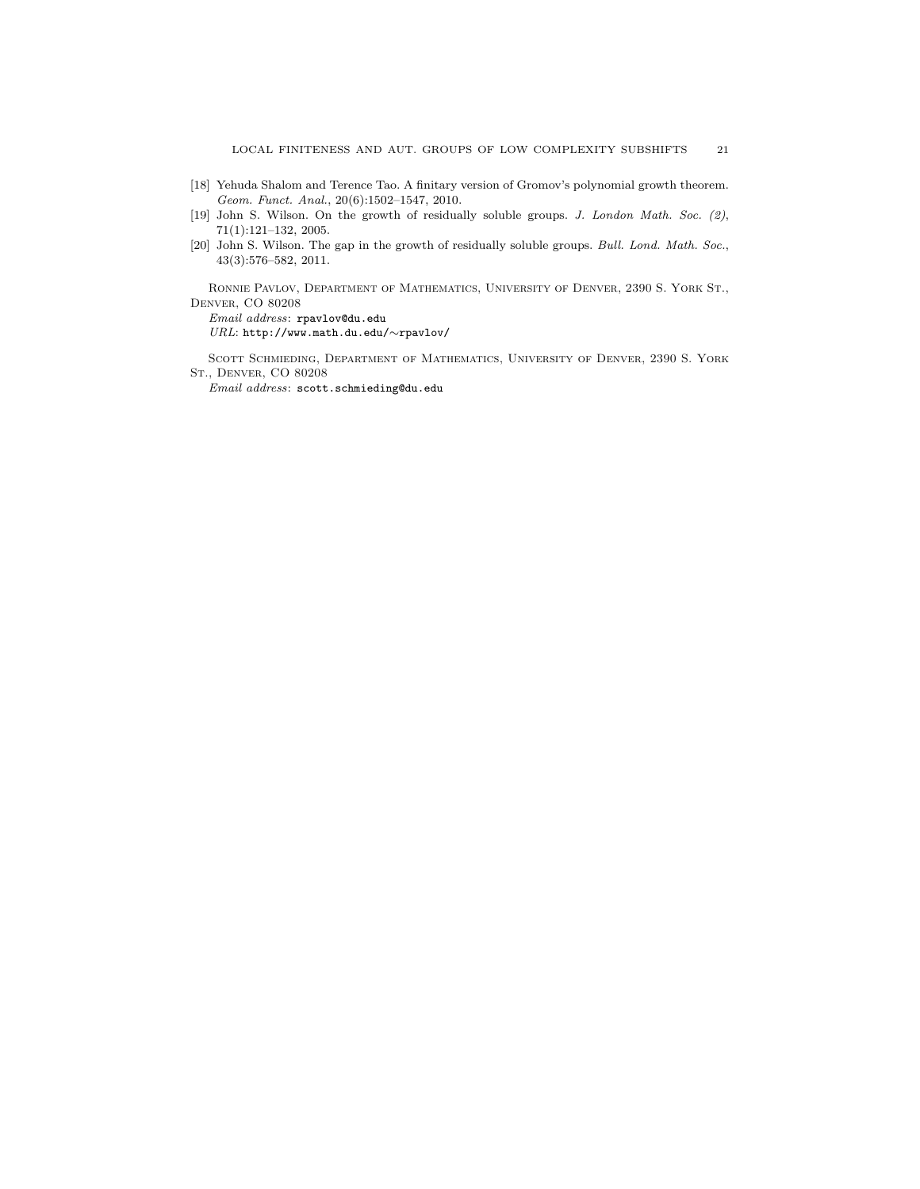[18] Yehuda Shalom and Terence Tao. A finitary version of Gromov's polynomial growth theorem. *Geom. Funct. Anal.*, 20(6):1502–1547, 2010.

[19] John S. Wilson. On the growth of residually soluble groups. *J. London Math. Soc. (2)*, 71(1):121–132, 2005.

[20] John S. Wilson. The gap in the growth of residually soluble groups. *Bull. Lond. Math. Soc.*, 43(3):576–582, 2011.

Ronnie Pavlov, Department of Mathematics, University of Denver, 2390 S. York St., Denver, CO 80208

*Email address*: `rpavlov@du.edu`

*URL*: `http://www.math.du.edu/~rpavlov/`

Scott Schmieding, Department of Mathematics, University of Denver, 2390 S. York St., Denver, CO 80208

*Email address*: `scott.schmieding@du.edu`